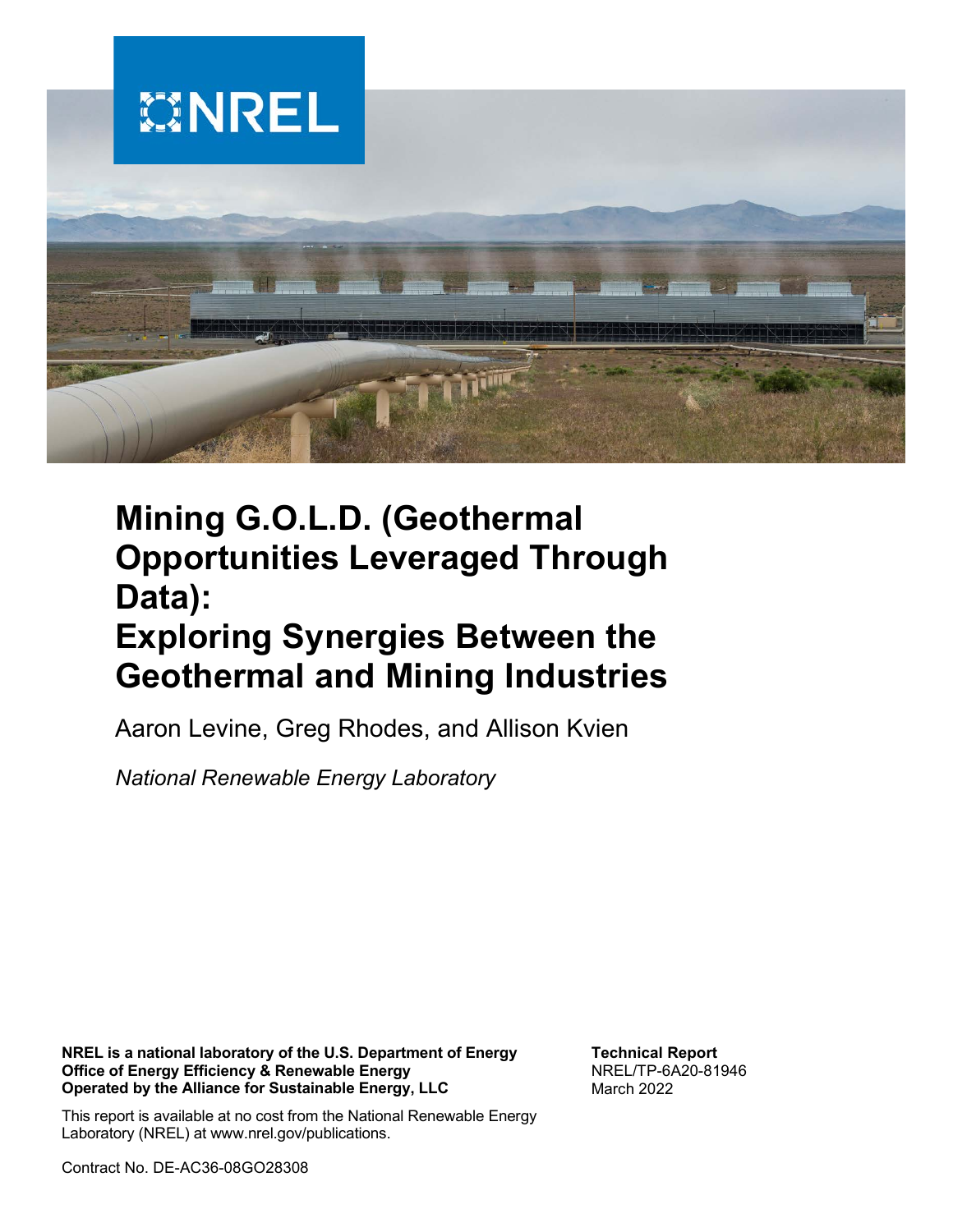NREL

# Mining G.O.L.D. (Geothermal Opportunities Leveraged Through Data): Exploring Synergies Between the Geothermal and Mining Industries

Aaron Levine, Greg Rhodes, and Allison Kvien

*National Renewable Energy Laboratory*

**NREL is a national laboratory of the U.S. Department of Energy**
**Office of Energy Efficiency & Renewable Energy**
**Operated by the Alliance for Sustainable Energy, LLC**

This report is available at no cost from the National Renewable Energy Laboratory (NREL) at www.nrel.gov/publications.

**Technical Report**
NREL/TP-6A20-81946
March 2022

Contract No. DE-AC36-08GO28308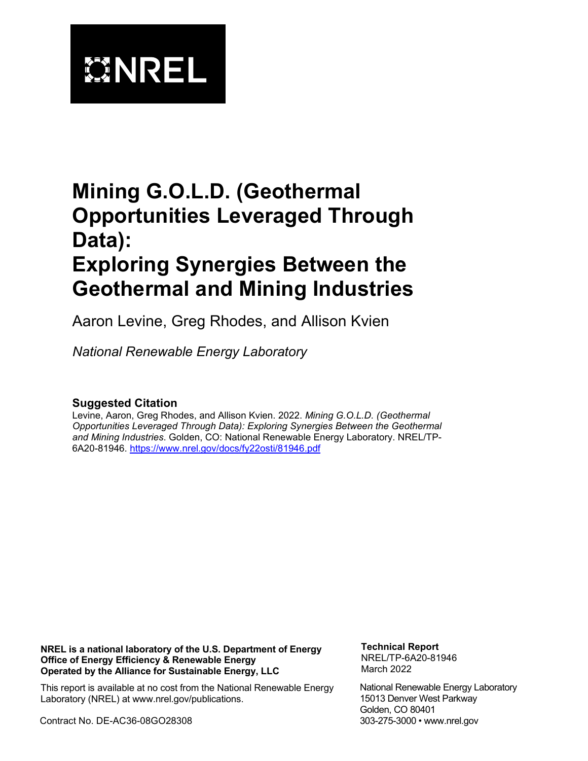# Mining G.O.L.D. (Geothermal Opportunities Leveraged Through Data): Exploring Synergies Between the Geothermal and Mining Industries

Aaron Levine, Greg Rhodes, and Allison Kvien

*National Renewable Energy Laboratory*

**Suggested Citation**

Levine, Aaron, Greg Rhodes, and Allison Kvien. 2022. *Mining G.O.L.D. (Geothermal Opportunities Leveraged Through Data): Exploring Synergies Between the Geothermal and Mining Industries*. Golden, CO: National Renewable Energy Laboratory. NREL/TP-6A20-81946. https://www.nrel.gov/docs/fy22osti/81946.pdf

**NREL is a national laboratory of the U.S. Department of Energy**
**Office of Energy Efficiency & Renewable Energy**
**Operated by the Alliance for Sustainable Energy, LLC**

This report is available at no cost from the National Renewable Energy Laboratory (NREL) at www.nrel.gov/publications.

Contract No. DE-AC36-08GO28308

**Technical Report**
NREL/TP-6A20-81946
March 2022

National Renewable Energy Laboratory
15013 Denver West Parkway
Golden, CO 80401
303-275-3000 • www.nrel.gov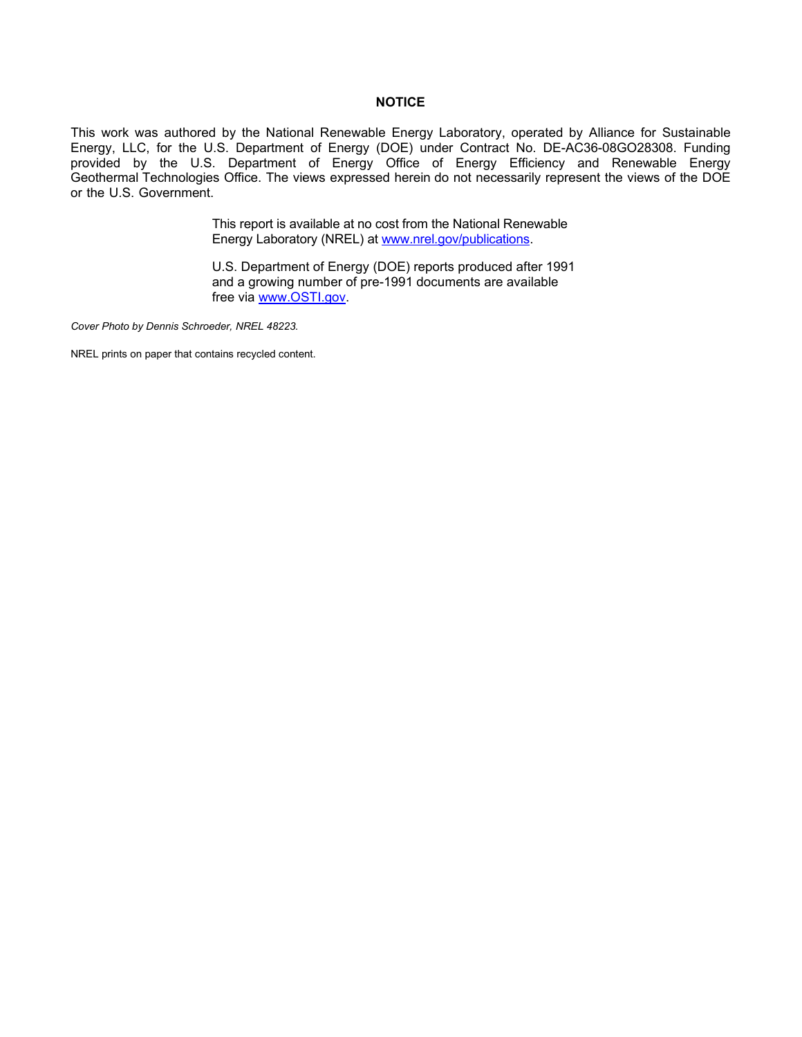**NOTICE**

This work was authored by the National Renewable Energy Laboratory, operated by Alliance for Sustainable Energy, LLC, for the U.S. Department of Energy (DOE) under Contract No. DE-AC36-08GO28308. Funding provided by the U.S. Department of Energy Office of Energy Efficiency and Renewable Energy Geothermal Technologies Office. The views expressed herein do not necessarily represent the views of the DOE or the U.S. Government.

This report is available at no cost from the National Renewable Energy Laboratory (NREL) at [www.nrel.gov/publications](www.nrel.gov/publications).

U.S. Department of Energy (DOE) reports produced after 1991 and a growing number of pre-1991 documents are available free via [www.OSTI.gov](www.OSTI.gov).

*Cover Photo by Dennis Schroeder, NREL 48223.*

NREL prints on paper that contains recycled content.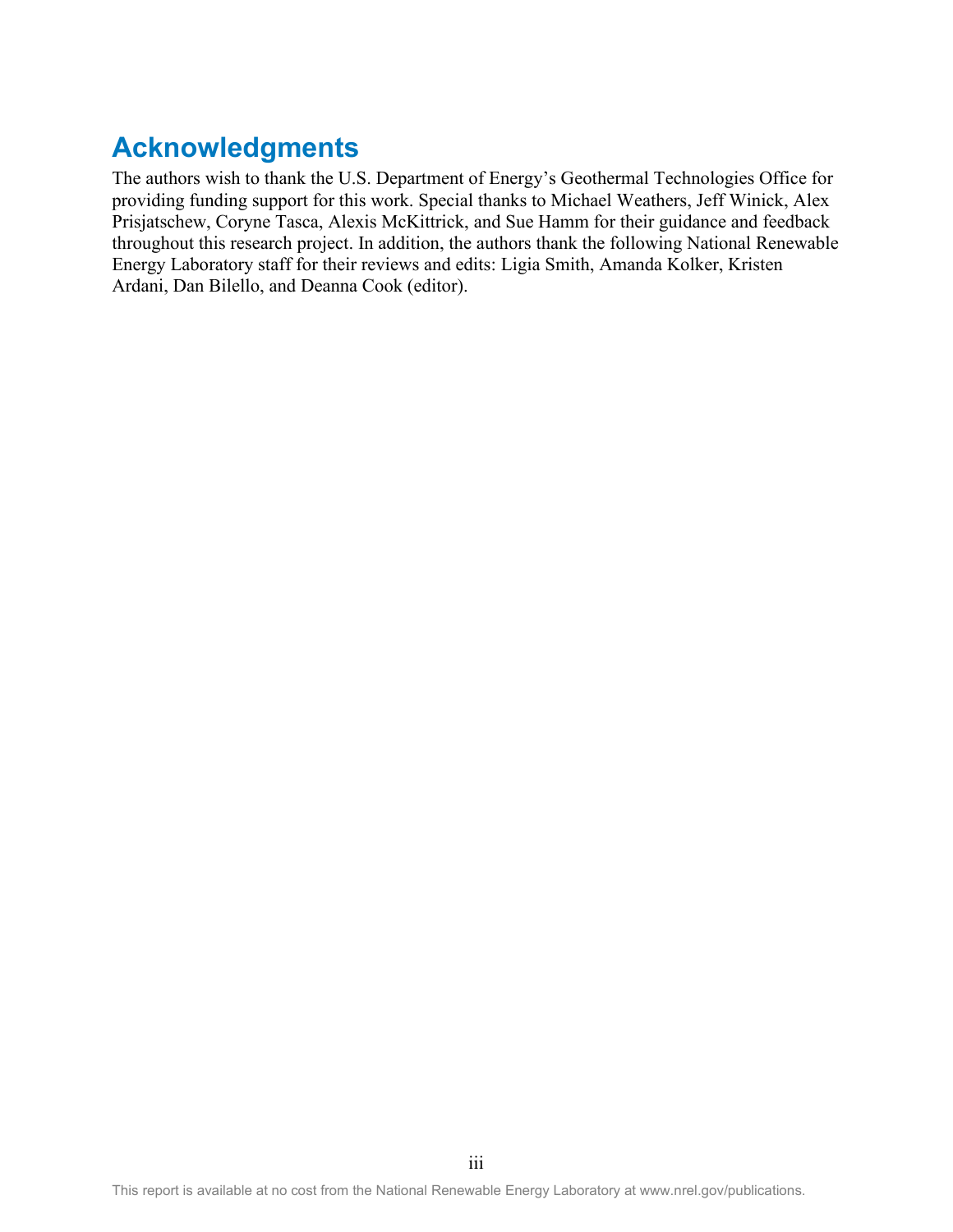## Acknowledgments

The authors wish to thank the U.S. Department of Energy's Geothermal Technologies Office for providing funding support for this work. Special thanks to Michael Weathers, Jeff Winick, Alex Prisjatschew, Coryne Tasca, Alexis McKittrick, and Sue Hamm for their guidance and feedback throughout this research project. In addition, the authors thank the following National Renewable Energy Laboratory staff for their reviews and edits: Ligia Smith, Amanda Kolker, Kristen Ardani, Dan Bilello, and Deanna Cook (editor).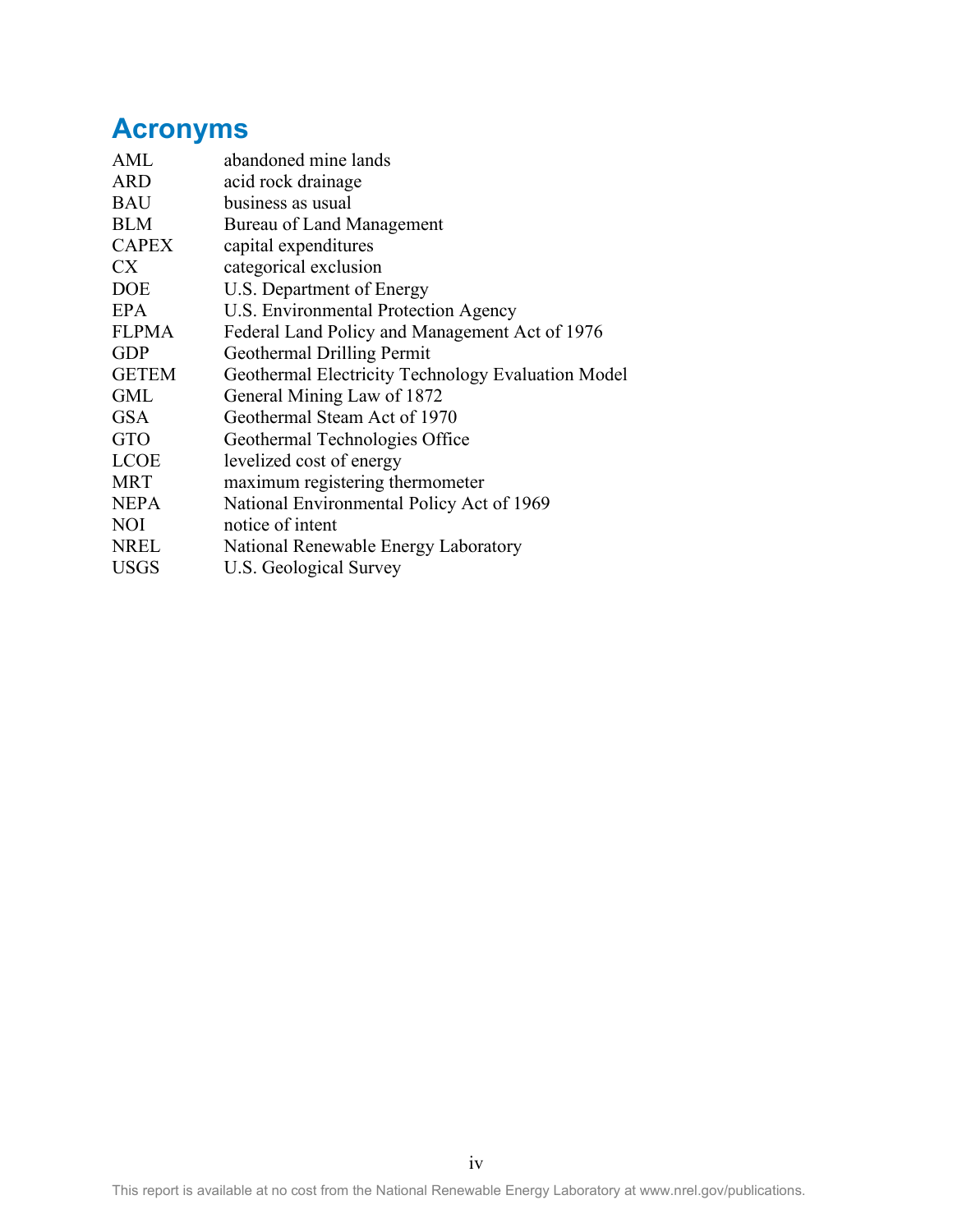# Acronyms

| | |
|---|---|
| AML | abandoned mine lands |
| ARD | acid rock drainage |
| BAU | business as usual |
| BLM | Bureau of Land Management |
| CAPEX | capital expenditures |
| CX | categorical exclusion |
| DOE | U.S. Department of Energy |
| EPA | U.S. Environmental Protection Agency |
| FLPMA | Federal Land Policy and Management Act of 1976 |
| GDP | Geothermal Drilling Permit |
| GETEM | Geothermal Electricity Technology Evaluation Model |
| GML | General Mining Law of 1872 |
| GSA | Geothermal Steam Act of 1970 |
| GTO | Geothermal Technologies Office |
| LCOE | levelized cost of energy |
| MRT | maximum registering thermometer |
| NEPA | National Environmental Policy Act of 1969 |
| NOI | notice of intent |
| NREL | National Renewable Energy Laboratory |
| USGS | U.S. Geological Survey |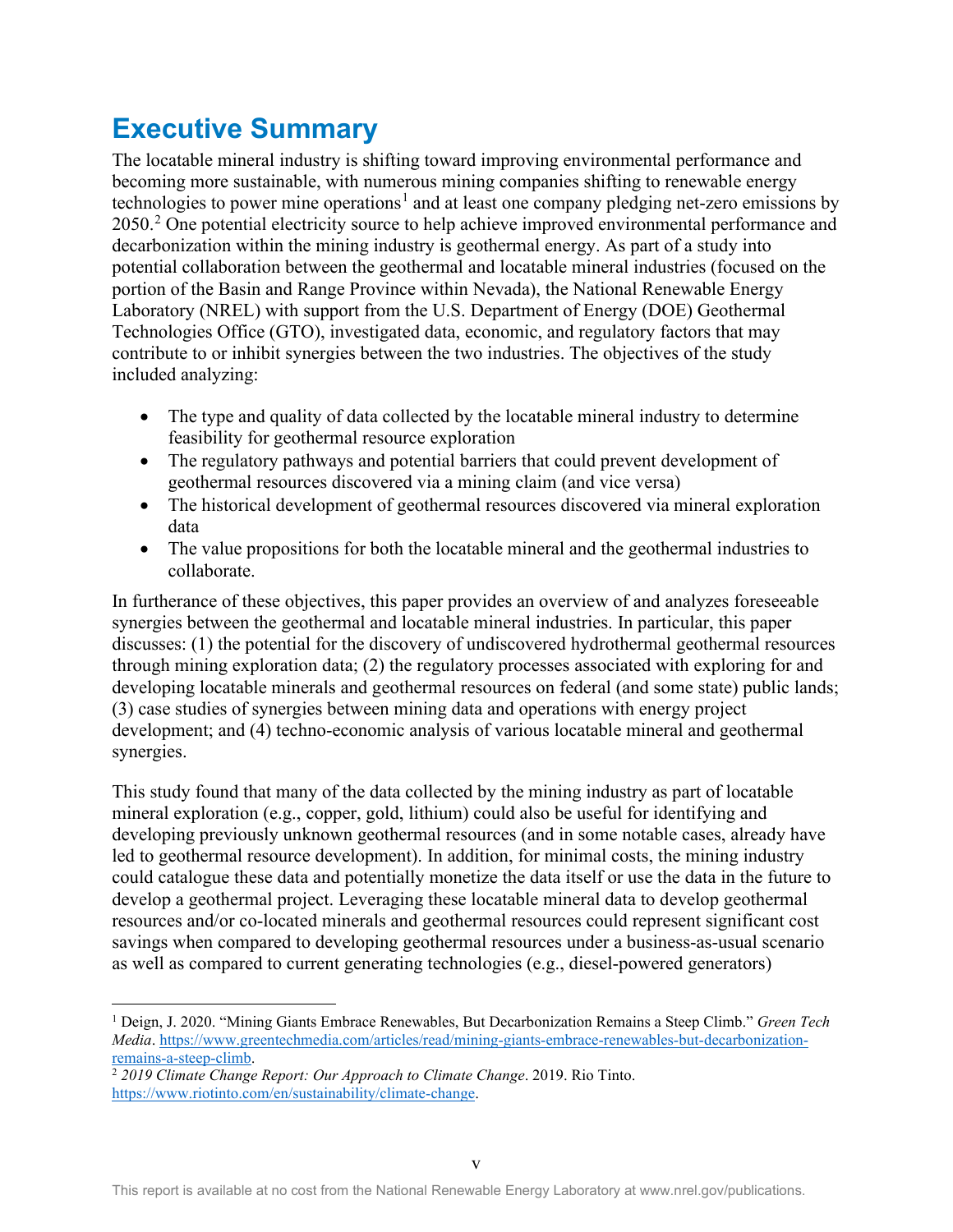# Executive Summary

The locatable mineral industry is shifting toward improving environmental performance and becoming more sustainable, with numerous mining companies shifting to renewable energy technologies to power mine operations[1] and at least one company pledging net-zero emissions by 2050.[2] One potential electricity source to help achieve improved environmental performance and decarbonization within the mining industry is geothermal energy. As part of a study into potential collaboration between the geothermal and locatable mineral industries (focused on the portion of the Basin and Range Province within Nevada), the National Renewable Energy Laboratory (NREL) with support from the U.S. Department of Energy (DOE) Geothermal Technologies Office (GTO), investigated data, economic, and regulatory factors that may contribute to or inhibit synergies between the two industries. The objectives of the study included analyzing:

- The type and quality of data collected by the locatable mineral industry to determine feasibility for geothermal resource exploration
- The regulatory pathways and potential barriers that could prevent development of geothermal resources discovered via a mining claim (and vice versa)
- The historical development of geothermal resources discovered via mineral exploration data
- The value propositions for both the locatable mineral and the geothermal industries to collaborate.

In furtherance of these objectives, this paper provides an overview of and analyzes foreseeable synergies between the geothermal and locatable mineral industries. In particular, this paper discusses: (1) the potential for the discovery of undiscovered hydrothermal geothermal resources through mining exploration data; (2) the regulatory processes associated with exploring for and developing locatable minerals and geothermal resources on federal (and some state) public lands; (3) case studies of synergies between mining data and operations with energy project development; and (4) techno-economic analysis of various locatable mineral and geothermal synergies.

This study found that many of the data collected by the mining industry as part of locatable mineral exploration (e.g., copper, gold, lithium) could also be useful for identifying and developing previously unknown geothermal resources (and in some notable cases, already have led to geothermal resource development). In addition, for minimal costs, the mining industry could catalogue these data and potentially monetize the data itself or use the data in the future to develop a geothermal project. Leveraging these locatable mineral data to develop geothermal resources and/or co-located minerals and geothermal resources could represent significant cost savings when compared to developing geothermal resources under a business-as-usual scenario as well as compared to current generating technologies (e.g., diesel-powered generators)

---

[1] Deign, J. 2020. "Mining Giants Embrace Renewables, But Decarbonization Remains a Steep Climb." *Green Tech Media*. https://www.greentechmedia.com/articles/read/mining-giants-embrace-renewables-but-decarbonization-remains-a-steep-climb.

[2] *2019 Climate Change Report: Our Approach to Climate Change*. 2019. Rio Tinto. https://www.riotinto.com/en/sustainability/climate-change.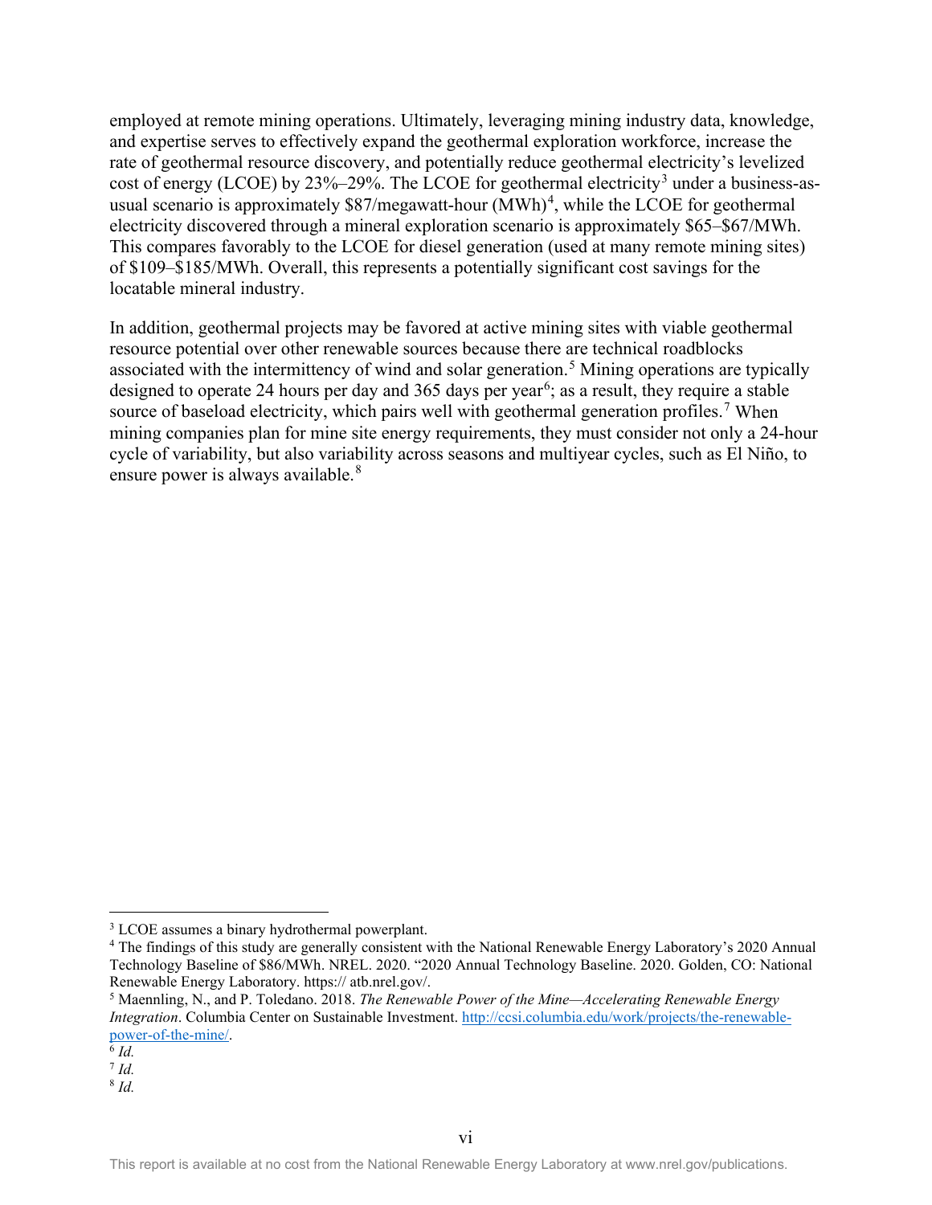employed at remote mining operations. Ultimately, leveraging mining industry data, knowledge, and expertise serves to effectively expand the geothermal exploration workforce, increase the rate of geothermal resource discovery, and potentially reduce geothermal electricity's levelized cost of energy (LCOE) by 23%–29%. The LCOE for geothermal electricity[3] under a business-as-usual scenario is approximately $87/megawatt-hour (MWh)[4], while the LCOE for geothermal electricity discovered through a mineral exploration scenario is approximately $65–$67/MWh. This compares favorably to the LCOE for diesel generation (used at many remote mining sites) of $109–$185/MWh. Overall, this represents a potentially significant cost savings for the locatable mineral industry.

In addition, geothermal projects may be favored at active mining sites with viable geothermal resource potential over other renewable sources because there are technical roadblocks associated with the intermittency of wind and solar generation.[5] Mining operations are typically designed to operate 24 hours per day and 365 days per year[6]; as a result, they require a stable source of baseload electricity, which pairs well with geothermal generation profiles.[7] When mining companies plan for mine site energy requirements, they must consider not only a 24-hour cycle of variability, but also variability across seasons and multiyear cycles, such as El Niño, to ensure power is always available.[8]

---

[3] LCOE assumes a binary hydrothermal powerplant.

[4] The findings of this study are generally consistent with the National Renewable Energy Laboratory's 2020 Annual Technology Baseline of $86/MWh. NREL. 2020. "2020 Annual Technology Baseline. 2020. Golden, CO: National Renewable Energy Laboratory. https:// atb.nrel.gov/.

[5] Maennling, N., and P. Toledano. 2018. *The Renewable Power of the Mine—Accelerating Renewable Energy Integration*. Columbia Center on Sustainable Investment. http://ccsi.columbia.edu/work/projects/the-renewable-power-of-the-mine/.

[6] *Id.*

[7] *Id.*

[8] *Id.*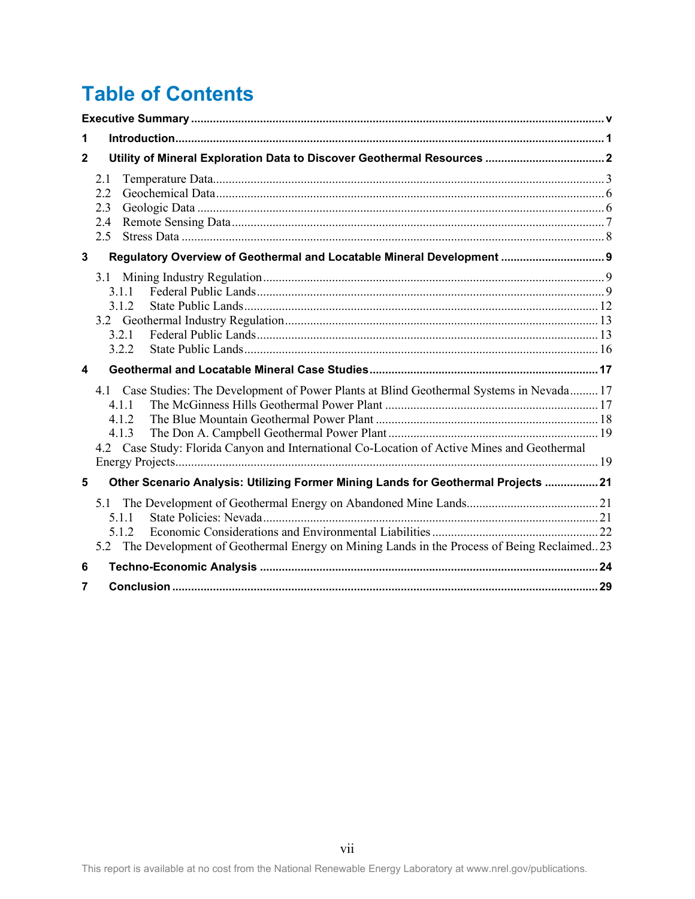# Table of Contents

**Executive Summary** .................................................................................................................................. **v**

**1 Introduction** ........................................................................................................................................ **1**

**2 Utility of Mineral Exploration Data to Discover Geothermal Resources** ...................................... **2**

- 2.1 Temperature Data ................................................................................................................... 3
- 2.2 Geochemical Data .................................................................................................................. 6
- 2.3 Geologic Data ........................................................................................................................ 6
- 2.4 Remote Sensing Data ............................................................................................................. 7
- 2.5 Stress Data ............................................................................................................................. 8

**3 Regulatory Overview of Geothermal and Locatable Mineral Development** ................................. **9**

- 3.1 Mining Industry Regulation .................................................................................................... 9
  - 3.1.1 Federal Public Lands ..................................................................................................... 9
  - 3.1.2 State Public Lands ....................................................................................................... 12
- 3.2 Geothermal Industry Regulation ........................................................................................... 13
  - 3.2.1 Federal Public Lands ................................................................................................... 13
  - 3.2.2 State Public Lands ....................................................................................................... 16

**4 Geothermal and Locatable Mineral Case Studies** ........................................................................ **17**

- 4.1 Case Studies: The Development of Power Plants at Blind Geothermal Systems in Nevada ......... 17
  - 4.1.1 The McGinness Hills Geothermal Power Plant ........................................................... 17
  - 4.1.2 The Blue Mountain Geothermal Power Plant ............................................................. 18
  - 4.1.3 The Don A. Campbell Geothermal Power Plant .......................................................... 19
- 4.2 Case Study: Florida Canyon and International Co-Location of Active Mines and Geothermal Energy Projects ............................................................................................................................ 19

**5 Other Scenario Analysis: Utilizing Former Mining Lands for Geothermal Projects** ................. **21**

- 5.1 The Development of Geothermal Energy on Abandoned Mine Lands .................................... 21
  - 5.1.1 State Policies: Nevada ................................................................................................. 21
  - 5.1.2 Economic Considerations and Environmental Liabilities ............................................ 22
- 5.2 The Development of Geothermal Energy on Mining Lands in the Process of Being Reclaimed .. 23

**6 Techno-Economic Analysis** ............................................................................................................ **24**

**7 Conclusion** ...................................................................................................................................... **29**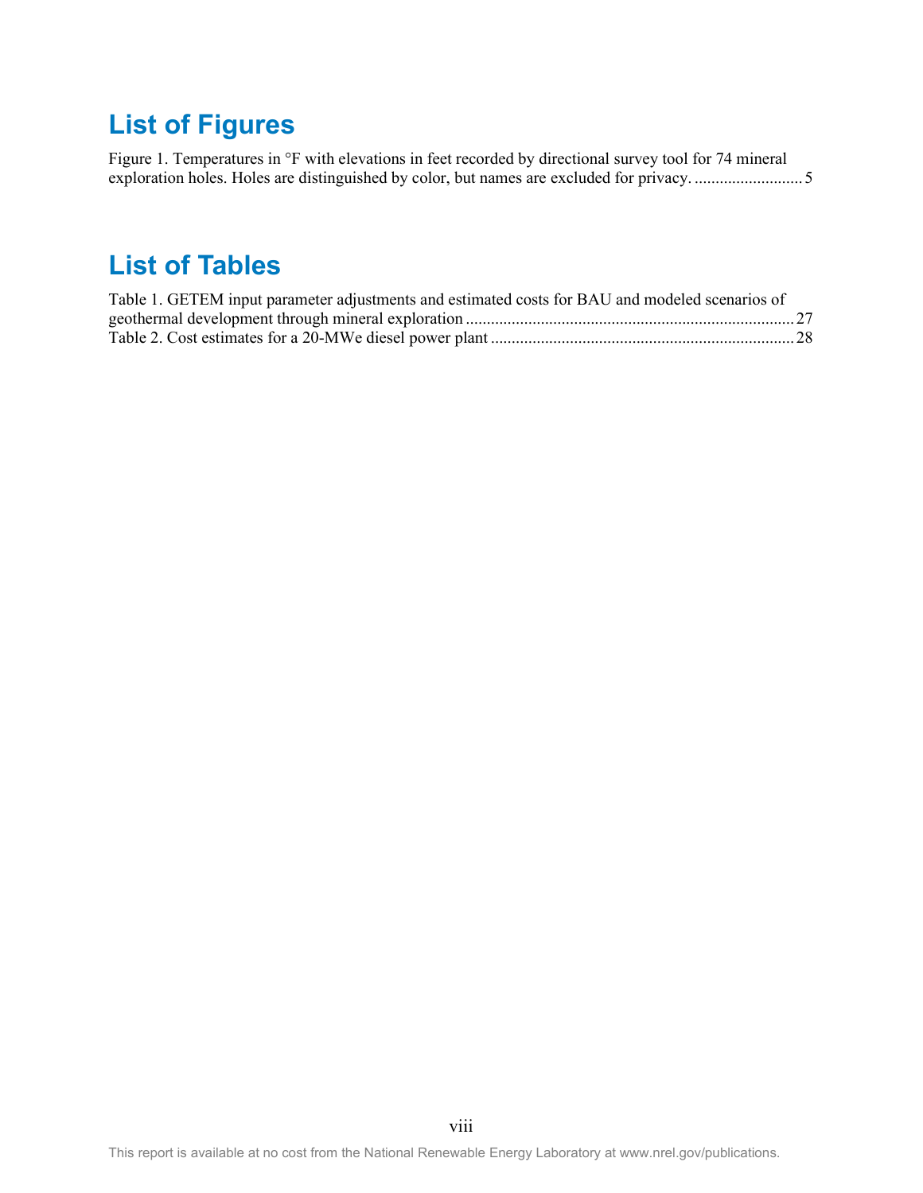# List of Figures

Figure 1. Temperatures in °F with elevations in feet recorded by directional survey tool for 74 mineral exploration holes. Holes are distinguished by color, but names are excluded for privacy. .......................... 5

# List of Tables

Table 1. GETEM input parameter adjustments and estimated costs for BAU and modeled scenarios of geothermal development through mineral exploration ............................................................................. 27

Table 2. Cost estimates for a 20-MWe diesel power plant ........................................................................ 28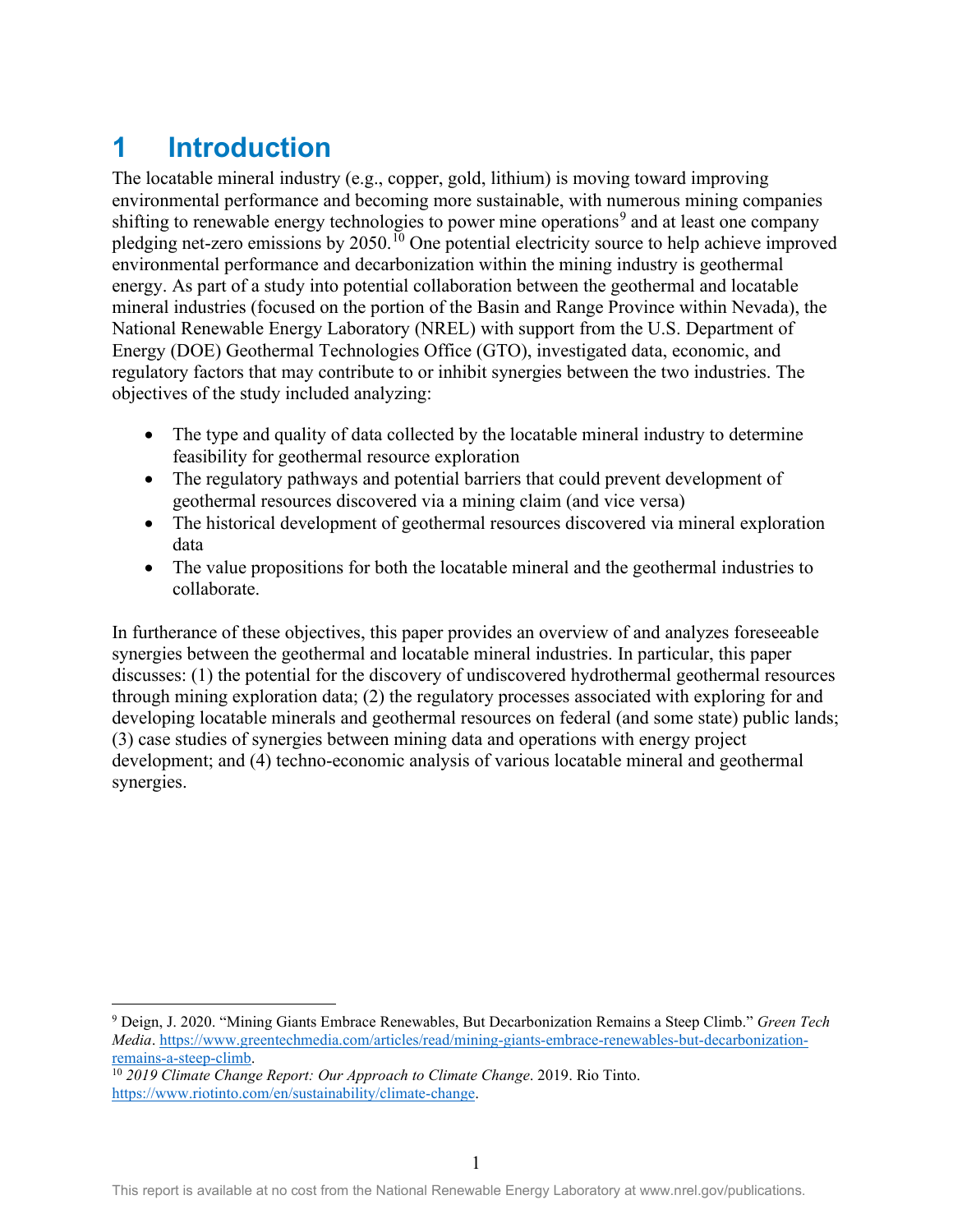# 1 Introduction

The locatable mineral industry (e.g., copper, gold, lithium) is moving toward improving environmental performance and becoming more sustainable, with numerous mining companies shifting to renewable energy technologies to power mine operations[9] and at least one company pledging net-zero emissions by 2050.[10] One potential electricity source to help achieve improved environmental performance and decarbonization within the mining industry is geothermal energy. As part of a study into potential collaboration between the geothermal and locatable mineral industries (focused on the portion of the Basin and Range Province within Nevada), the National Renewable Energy Laboratory (NREL) with support from the U.S. Department of Energy (DOE) Geothermal Technologies Office (GTO), investigated data, economic, and regulatory factors that may contribute to or inhibit synergies between the two industries. The objectives of the study included analyzing:

- The type and quality of data collected by the locatable mineral industry to determine feasibility for geothermal resource exploration
- The regulatory pathways and potential barriers that could prevent development of geothermal resources discovered via a mining claim (and vice versa)
- The historical development of geothermal resources discovered via mineral exploration data
- The value propositions for both the locatable mineral and the geothermal industries to collaborate.

In furtherance of these objectives, this paper provides an overview of and analyzes foreseeable synergies between the geothermal and locatable mineral industries. In particular, this paper discusses: (1) the potential for the discovery of undiscovered hydrothermal geothermal resources through mining exploration data; (2) the regulatory processes associated with exploring for and developing locatable minerals and geothermal resources on federal (and some state) public lands; (3) case studies of synergies between mining data and operations with energy project development; and (4) techno-economic analysis of various locatable mineral and geothermal synergies.

---

[9] Deign, J. 2020. "Mining Giants Embrace Renewables, But Decarbonization Remains a Steep Climb." *Green Tech Media*. https://www.greentechmedia.com/articles/read/mining-giants-embrace-renewables-but-decarbonization-remains-a-steep-climb.

[10] *2019 Climate Change Report: Our Approach to Climate Change*. 2019. Rio Tinto. https://www.riotinto.com/en/sustainability/climate-change.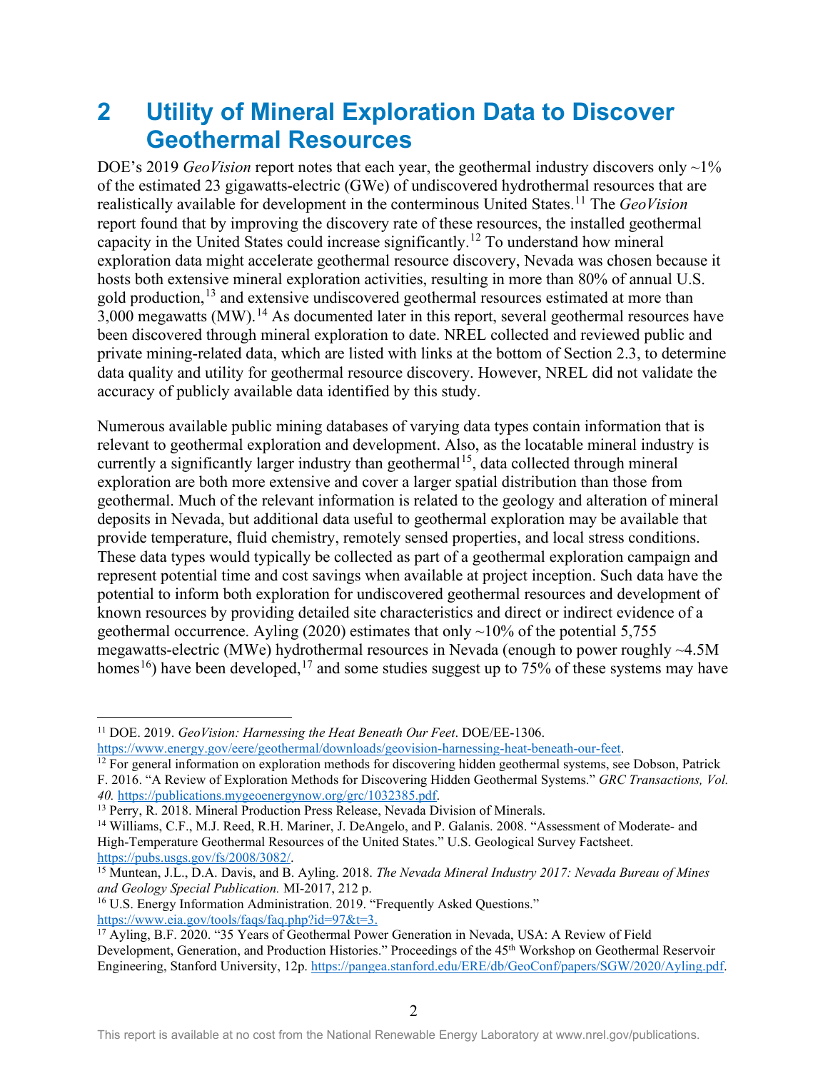# 2 Utility of Mineral Exploration Data to Discover Geothermal Resources

DOE's 2019 *GeoVision* report notes that each year, the geothermal industry discovers only ~1% of the estimated 23 gigawatts-electric (GWe) of undiscovered hydrothermal resources that are realistically available for development in the conterminous United States.[11] The *GeoVision* report found that by improving the discovery rate of these resources, the installed geothermal capacity in the United States could increase significantly.[12] To understand how mineral exploration data might accelerate geothermal resource discovery, Nevada was chosen because it hosts both extensive mineral exploration activities, resulting in more than 80% of annual U.S. gold production,[13] and extensive undiscovered geothermal resources estimated at more than 3,000 megawatts (MW).[14] As documented later in this report, several geothermal resources have been discovered through mineral exploration to date. NREL collected and reviewed public and private mining-related data, which are listed with links at the bottom of Section 2.3, to determine data quality and utility for geothermal resource discovery. However, NREL did not validate the accuracy of publicly available data identified by this study.

Numerous available public mining databases of varying data types contain information that is relevant to geothermal exploration and development. Also, as the locatable mineral industry is currently a significantly larger industry than geothermal[15], data collected through mineral exploration are both more extensive and cover a larger spatial distribution than those from geothermal. Much of the relevant information is related to the geology and alteration of mineral deposits in Nevada, but additional data useful to geothermal exploration may be available that provide temperature, fluid chemistry, remotely sensed properties, and local stress conditions. These data types would typically be collected as part of a geothermal exploration campaign and represent potential time and cost savings when available at project inception. Such data have the potential to inform both exploration for undiscovered geothermal resources and development of known resources by providing detailed site characteristics and direct or indirect evidence of a geothermal occurrence. Ayling (2020) estimates that only ~10% of the potential 5,755 megawatts-electric (MWe) hydrothermal resources in Nevada (enough to power roughly ~4.5M homes[16]) have been developed,[17] and some studies suggest up to 75% of these systems may have

---

[11] DOE. 2019. *GeoVision: Harnessing the Heat Beneath Our Feet*. DOE/EE-1306. https://www.energy.gov/eere/geothermal/downloads/geovision-harnessing-heat-beneath-our-feet.

[12] For general information on exploration methods for discovering hidden geothermal systems, see Dobson, Patrick F. 2016. "A Review of Exploration Methods for Discovering Hidden Geothermal Systems." *GRC Transactions, Vol. 40.* https://publications.mygeoenergynow.org/grc/1032385.pdf.

[13] Perry, R. 2018. Mineral Production Press Release, Nevada Division of Minerals.

[14] Williams, C.F., M.J. Reed, R.H. Mariner, J. DeAngelo, and P. Galanis. 2008. "Assessment of Moderate- and High-Temperature Geothermal Resources of the United States." U.S. Geological Survey Factsheet. https://pubs.usgs.gov/fs/2008/3082/.

[15] Muntean, J.L., D.A. Davis, and B. Ayling. 2018. *The Nevada Mineral Industry 2017: Nevada Bureau of Mines and Geology Special Publication.* MI-2017, 212 p.

[16] U.S. Energy Information Administration. 2019. "Frequently Asked Questions." https://www.eia.gov/tools/faqs/faq.php?id=97&t=3.

[17] Ayling, B.F. 2020. "35 Years of Geothermal Power Generation in Nevada, USA: A Review of Field Development, Generation, and Production Histories." Proceedings of the 45th Workshop on Geothermal Reservoir Engineering, Stanford University, 12p. https://pangea.stanford.edu/ERE/db/GeoConf/papers/SGW/2020/Ayling.pdf.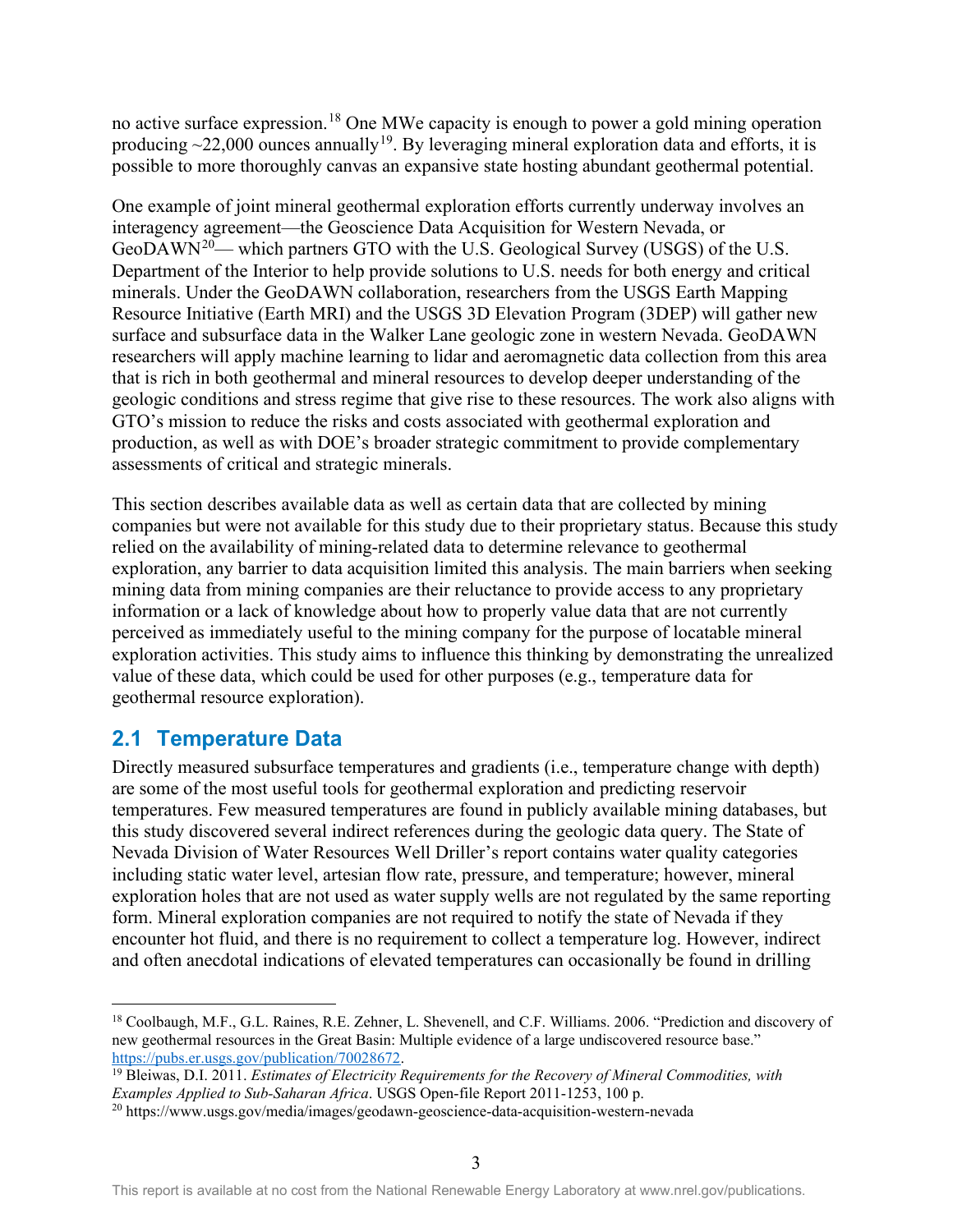no active surface expression.[18] One MWe capacity is enough to power a gold mining operation producing ~22,000 ounces annually[19]. By leveraging mineral exploration data and efforts, it is possible to more thoroughly canvas an expansive state hosting abundant geothermal potential.

One example of joint mineral geothermal exploration efforts currently underway involves an interagency agreement—the Geoscience Data Acquisition for Western Nevada, or GeoDAWN[20]— which partners GTO with the U.S. Geological Survey (USGS) of the U.S. Department of the Interior to help provide solutions to U.S. needs for both energy and critical minerals. Under the GeoDAWN collaboration, researchers from the USGS Earth Mapping Resource Initiative (Earth MRI) and the USGS 3D Elevation Program (3DEP) will gather new surface and subsurface data in the Walker Lane geologic zone in western Nevada. GeoDAWN researchers will apply machine learning to lidar and aeromagnetic data collection from this area that is rich in both geothermal and mineral resources to develop deeper understanding of the geologic conditions and stress regime that give rise to these resources. The work also aligns with GTO's mission to reduce the risks and costs associated with geothermal exploration and production, as well as with DOE's broader strategic commitment to provide complementary assessments of critical and strategic minerals.

This section describes available data as well as certain data that are collected by mining companies but were not available for this study due to their proprietary status. Because this study relied on the availability of mining-related data to determine relevance to geothermal exploration, any barrier to data acquisition limited this analysis. The main barriers when seeking mining data from mining companies are their reluctance to provide access to any proprietary information or a lack of knowledge about how to properly value data that are not currently perceived as immediately useful to the mining company for the purpose of locatable mineral exploration activities. This study aims to influence this thinking by demonstrating the unrealized value of these data, which could be used for other purposes (e.g., temperature data for geothermal resource exploration).

## 2.1 Temperature Data

Directly measured subsurface temperatures and gradients (i.e., temperature change with depth) are some of the most useful tools for geothermal exploration and predicting reservoir temperatures. Few measured temperatures are found in publicly available mining databases, but this study discovered several indirect references during the geologic data query. The State of Nevada Division of Water Resources Well Driller's report contains water quality categories including static water level, artesian flow rate, pressure, and temperature; however, mineral exploration holes that are not used as water supply wells are not regulated by the same reporting form. Mineral exploration companies are not required to notify the state of Nevada if they encounter hot fluid, and there is no requirement to collect a temperature log. However, indirect and often anecdotal indications of elevated temperatures can occasionally be found in drilling

---

[18] Coolbaugh, M.F., G.L. Raines, R.E. Zehner, L. Shevenell, and C.F. Williams. 2006. "Prediction and discovery of new geothermal resources in the Great Basin: Multiple evidence of a large undiscovered resource base." https://pubs.er.usgs.gov/publication/70028672.

[19] Bleiwas, D.I. 2011. *Estimates of Electricity Requirements for the Recovery of Mineral Commodities, with Examples Applied to Sub-Saharan Africa*. USGS Open-file Report 2011-1253, 100 p.

[20] https://www.usgs.gov/media/images/geodawn-geoscience-data-acquisition-western-nevada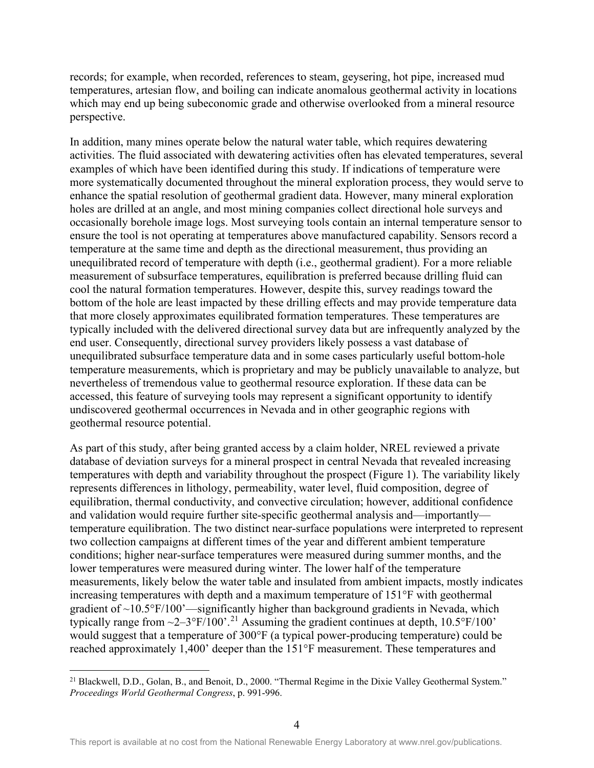records; for example, when recorded, references to steam, geysering, hot pipe, increased mud temperatures, artesian flow, and boiling can indicate anomalous geothermal activity in locations which may end up being subeconomic grade and otherwise overlooked from a mineral resource perspective.

In addition, many mines operate below the natural water table, which requires dewatering activities. The fluid associated with dewatering activities often has elevated temperatures, several examples of which have been identified during this study. If indications of temperature were more systematically documented throughout the mineral exploration process, they would serve to enhance the spatial resolution of geothermal gradient data. However, many mineral exploration holes are drilled at an angle, and most mining companies collect directional hole surveys and occasionally borehole image logs. Most surveying tools contain an internal temperature sensor to ensure the tool is not operating at temperatures above manufactured capability. Sensors record a temperature at the same time and depth as the directional measurement, thus providing an unequilibrated record of temperature with depth (i.e., geothermal gradient). For a more reliable measurement of subsurface temperatures, equilibration is preferred because drilling fluid can cool the natural formation temperatures. However, despite this, survey readings toward the bottom of the hole are least impacted by these drilling effects and may provide temperature data that more closely approximates equilibrated formation temperatures. These temperatures are typically included with the delivered directional survey data but are infrequently analyzed by the end user. Consequently, directional survey providers likely possess a vast database of unequilibrated subsurface temperature data and in some cases particularly useful bottom-hole temperature measurements, which is proprietary and may be publicly unavailable to analyze, but nevertheless of tremendous value to geothermal resource exploration. If these data can be accessed, this feature of surveying tools may represent a significant opportunity to identify undiscovered geothermal occurrences in Nevada and in other geographic regions with geothermal resource potential.

As part of this study, after being granted access by a claim holder, NREL reviewed a private database of deviation surveys for a mineral prospect in central Nevada that revealed increasing temperatures with depth and variability throughout the prospect (Figure 1). The variability likely represents differences in lithology, permeability, water level, fluid composition, degree of equilibration, thermal conductivity, and convective circulation; however, additional confidence and validation would require further site-specific geothermal analysis and—importantly—temperature equilibration. The two distinct near-surface populations were interpreted to represent two collection campaigns at different times of the year and different ambient temperature conditions; higher near-surface temperatures were measured during summer months, and the lower temperatures were measured during winter. The lower half of the temperature measurements, likely below the water table and insulated from ambient impacts, mostly indicates increasing temperatures with depth and a maximum temperature of 151°F with geothermal gradient of ~10.5°F/100'—significantly higher than background gradients in Nevada, which typically range from ~2–3°F/100'.[21] Assuming the gradient continues at depth, 10.5°F/100' would suggest that a temperature of 300°F (a typical power-producing temperature) could be reached approximately 1,400' deeper than the 151°F measurement. These temperatures and

[21] Blackwell, D.D., Golan, B., and Benoit, D., 2000. "Thermal Regime in the Dixie Valley Geothermal System." *Proceedings World Geothermal Congress*, p. 991-996.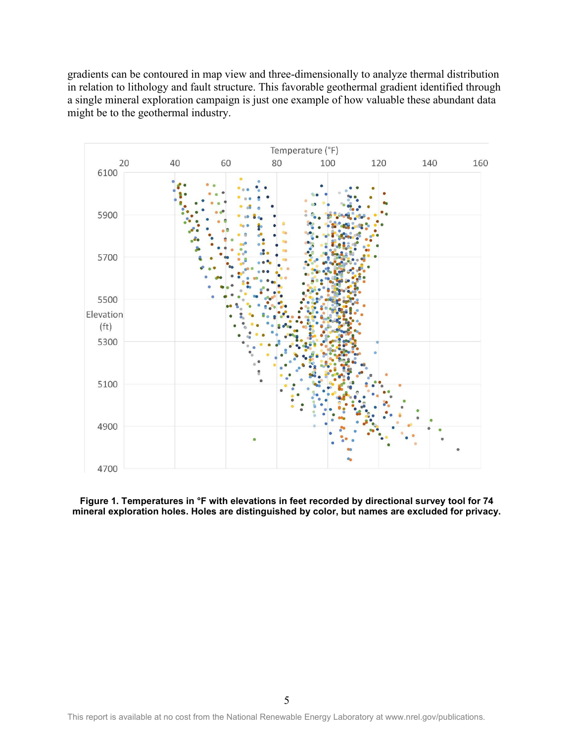gradients can be contoured in map view and three-dimensionally to analyze thermal distribution in relation to lithology and fault structure. This favorable geothermal gradient identified through a single mineral exploration campaign is just one example of how valuable these abundant data might be to the geothermal industry.

Temperature (°F)

20
40
60
80
100
120
140
160

Elevation (ft)

6100
5900
5700
5500
5300
5100
4900
4700

**Figure 1. Temperatures in °F with elevations in feet recorded by directional survey tool for 74 mineral exploration holes. Holes are distinguished by color, but names are excluded for privacy.**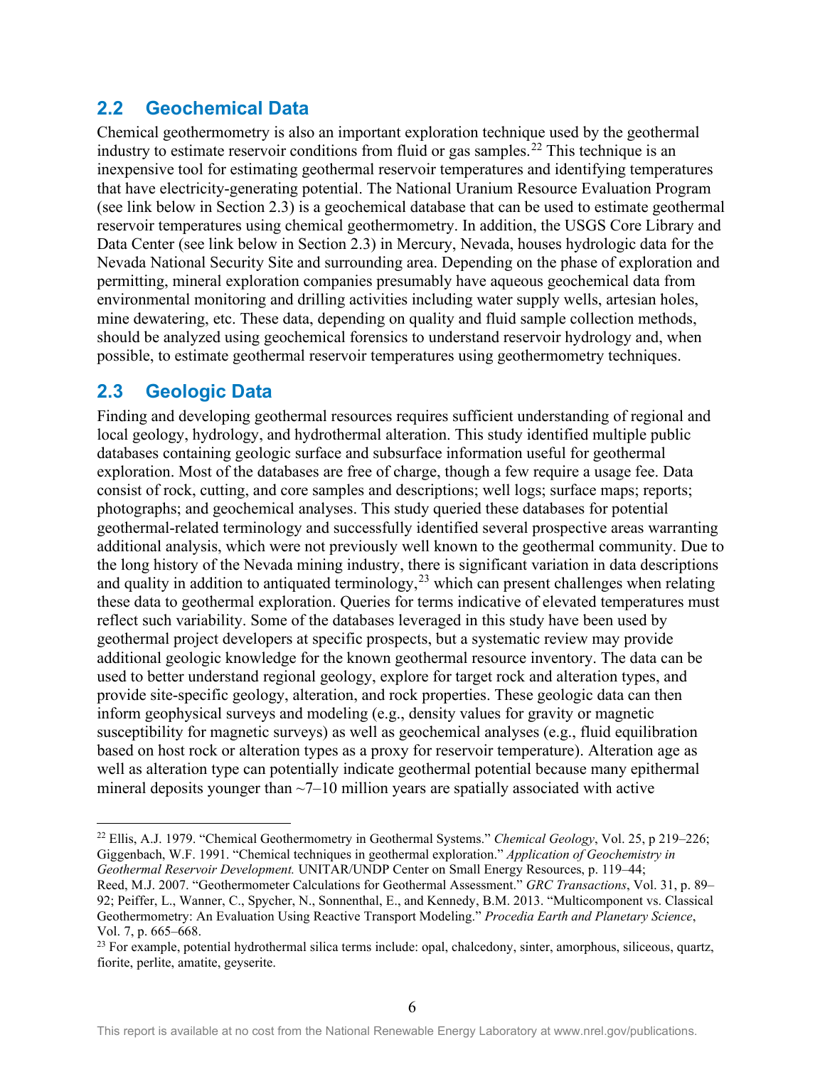## 2.2 Geochemical Data

Chemical geothermometry is also an important exploration technique used by the geothermal industry to estimate reservoir conditions from fluid or gas samples.[22] This technique is an inexpensive tool for estimating geothermal reservoir temperatures and identifying temperatures that have electricity-generating potential. The National Uranium Resource Evaluation Program (see link below in Section 2.3) is a geochemical database that can be used to estimate geothermal reservoir temperatures using chemical geothermometry. In addition, the USGS Core Library and Data Center (see link below in Section 2.3) in Mercury, Nevada, houses hydrologic data for the Nevada National Security Site and surrounding area. Depending on the phase of exploration and permitting, mineral exploration companies presumably have aqueous geochemical data from environmental monitoring and drilling activities including water supply wells, artesian holes, mine dewatering, etc. These data, depending on quality and fluid sample collection methods, should be analyzed using geochemical forensics to understand reservoir hydrology and, when possible, to estimate geothermal reservoir temperatures using geothermometry techniques.

## 2.3 Geologic Data

Finding and developing geothermal resources requires sufficient understanding of regional and local geology, hydrology, and hydrothermal alteration. This study identified multiple public databases containing geologic surface and subsurface information useful for geothermal exploration. Most of the databases are free of charge, though a few require a usage fee. Data consist of rock, cutting, and core samples and descriptions; well logs; surface maps; reports; photographs; and geochemical analyses. This study queried these databases for potential geothermal-related terminology and successfully identified several prospective areas warranting additional analysis, which were not previously well known to the geothermal community. Due to the long history of the Nevada mining industry, there is significant variation in data descriptions and quality in addition to antiquated terminology,[23] which can present challenges when relating these data to geothermal exploration. Queries for terms indicative of elevated temperatures must reflect such variability. Some of the databases leveraged in this study have been used by geothermal project developers at specific prospects, but a systematic review may provide additional geologic knowledge for the known geothermal resource inventory. The data can be used to better understand regional geology, explore for target rock and alteration types, and provide site-specific geology, alteration, and rock properties. These geologic data can then inform geophysical surveys and modeling (e.g., density values for gravity or magnetic susceptibility for magnetic surveys) as well as geochemical analyses (e.g., fluid equilibration based on host rock or alteration types as a proxy for reservoir temperature). Alteration age as well as alteration type can potentially indicate geothermal potential because many epithermal mineral deposits younger than ~7–10 million years are spatially associated with active

---

[22] Ellis, A.J. 1979. "Chemical Geothermometry in Geothermal Systems." *Chemical Geology*, Vol. 25, p 219–226; Giggenbach, W.F. 1991. "Chemical techniques in geothermal exploration." *Application of Geochemistry in Geothermal Reservoir Development.* UNITAR/UNDP Center on Small Energy Resources, p. 119–44; Reed, M.J. 2007. "Geothermometer Calculations for Geothermal Assessment." *GRC Transactions*, Vol. 31, p. 89–92; Peiffer, L., Wanner, C., Spycher, N., Sonnenthal, E., and Kennedy, B.M. 2013. "Multicomponent vs. Classical Geothermometry: An Evaluation Using Reactive Transport Modeling." *Procedia Earth and Planetary Science*, Vol. 7, p. 665–668.

[23] For example, potential hydrothermal silica terms include: opal, chalcedony, sinter, amorphous, siliceous, quartz, fiorite, perlite, amatite, geyserite.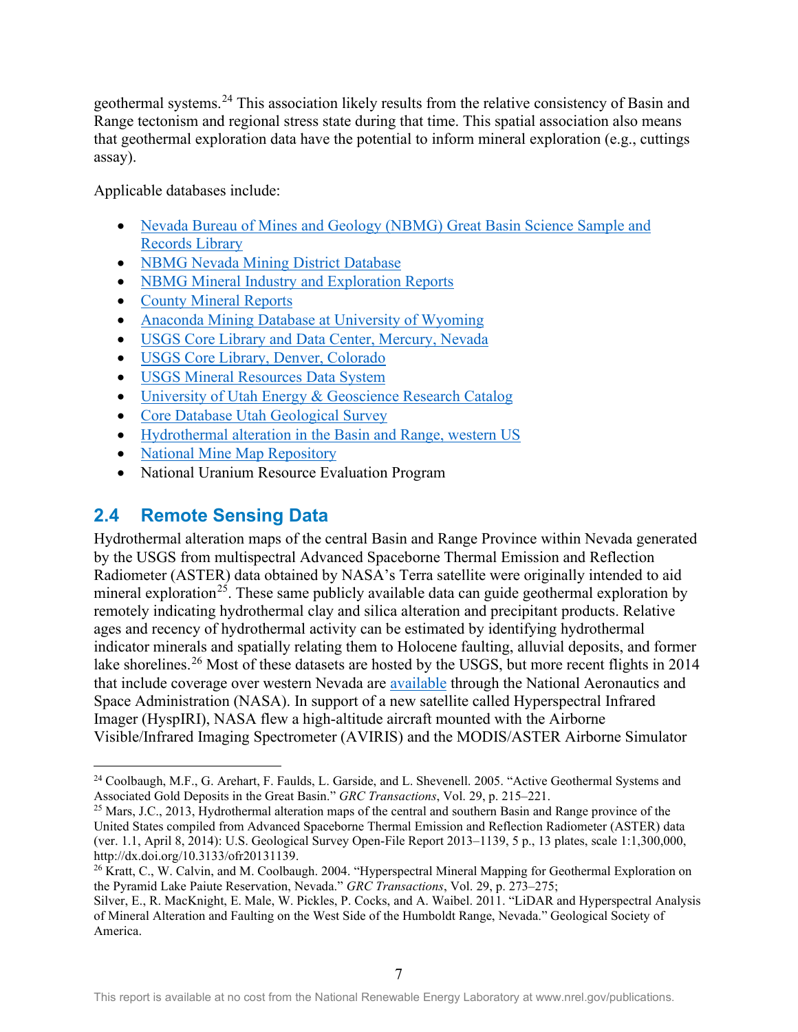geothermal systems.[24] This association likely results from the relative consistency of Basin and Range tectonism and regional stress state during that time. This spatial association also means that geothermal exploration data have the potential to inform mineral exploration (e.g., cuttings assay).

Applicable databases include:

- Nevada Bureau of Mines and Geology (NBMG) Great Basin Science Sample and Records Library
- NBMG Nevada Mining District Database
- NBMG Mineral Industry and Exploration Reports
- County Mineral Reports
- Anaconda Mining Database at University of Wyoming
- USGS Core Library and Data Center, Mercury, Nevada
- USGS Core Library, Denver, Colorado
- USGS Mineral Resources Data System
- University of Utah Energy & Geoscience Research Catalog
- Core Database Utah Geological Survey
- Hydrothermal alteration in the Basin and Range, western US
- National Mine Map Repository
- National Uranium Resource Evaluation Program

## 2.4 Remote Sensing Data

Hydrothermal alteration maps of the central Basin and Range Province within Nevada generated by the USGS from multispectral Advanced Spaceborne Thermal Emission and Reflection Radiometer (ASTER) data obtained by NASA's Terra satellite were originally intended to aid mineral exploration[25]. These same publicly available data can guide geothermal exploration by remotely indicating hydrothermal clay and silica alteration and precipitant products. Relative ages and recency of hydrothermal activity can be estimated by identifying hydrothermal indicator minerals and spatially relating them to Holocene faulting, alluvial deposits, and former lake shorelines.[26] Most of these datasets are hosted by the USGS, but more recent flights in 2014 that include coverage over western Nevada are available through the National Aeronautics and Space Administration (NASA). In support of a new satellite called Hyperspectral Infrared Imager (HyspIRI), NASA flew a high-altitude aircraft mounted with the Airborne Visible/Infrared Imaging Spectrometer (AVIRIS) and the MODIS/ASTER Airborne Simulator

---

[24] Coolbaugh, M.F., G. Arehart, F. Faulds, L. Garside, and L. Shevenell. 2005. "Active Geothermal Systems and Associated Gold Deposits in the Great Basin." *GRC Transactions*, Vol. 29, p. 215–221.

[25] Mars, J.C., 2013, Hydrothermal alteration maps of the central and southern Basin and Range province of the United States compiled from Advanced Spaceborne Thermal Emission and Reflection Radiometer (ASTER) data (ver. 1.1, April 8, 2014): U.S. Geological Survey Open-File Report 2013–1139, 5 p., 13 plates, scale 1:1,300,000, http://dx.doi.org/10.3133/ofr20131139.

[26] Kratt, C., W. Calvin, and M. Coolbaugh. 2004. "Hyperspectral Mineral Mapping for Geothermal Exploration on the Pyramid Lake Paiute Reservation, Nevada." *GRC Transactions*, Vol. 29, p. 273–275;
Silver, E., R. MacKnight, E. Male, W. Pickles, P. Cocks, and A. Waibel. 2011. "LiDAR and Hyperspectral Analysis of Mineral Alteration and Faulting on the West Side of the Humboldt Range, Nevada." Geological Society of America.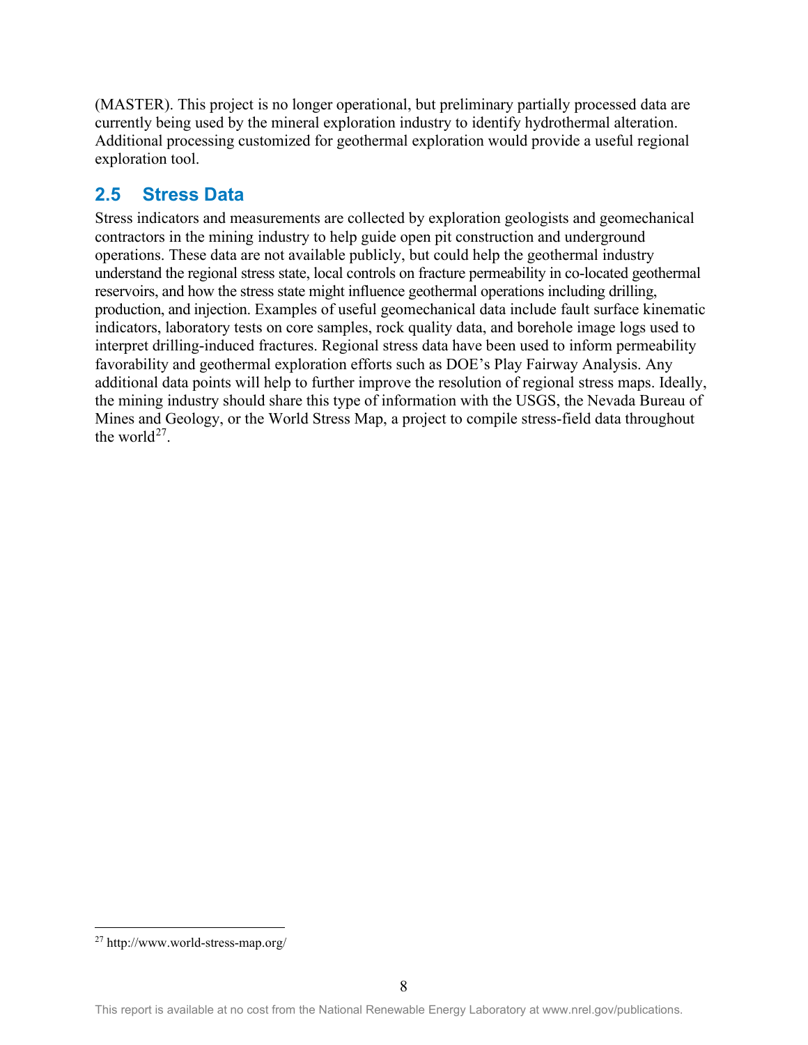(MASTER). This project is no longer operational, but preliminary partially processed data are currently being used by the mineral exploration industry to identify hydrothermal alteration. Additional processing customized for geothermal exploration would provide a useful regional exploration tool.

## 2.5 Stress Data

Stress indicators and measurements are collected by exploration geologists and geomechanical contractors in the mining industry to help guide open pit construction and underground operations. These data are not available publicly, but could help the geothermal industry understand the regional stress state, local controls on fracture permeability in co-located geothermal reservoirs, and how the stress state might influence geothermal operations including drilling, production, and injection. Examples of useful geomechanical data include fault surface kinematic indicators, laboratory tests on core samples, rock quality data, and borehole image logs used to interpret drilling-induced fractures. Regional stress data have been used to inform permeability favorability and geothermal exploration efforts such as DOE's Play Fairway Analysis. Any additional data points will help to further improve the resolution of regional stress maps. Ideally, the mining industry should share this type of information with the USGS, the Nevada Bureau of Mines and Geology, or the World Stress Map, a project to compile stress-field data throughout the world[27].

[27] http://www.world-stress-map.org/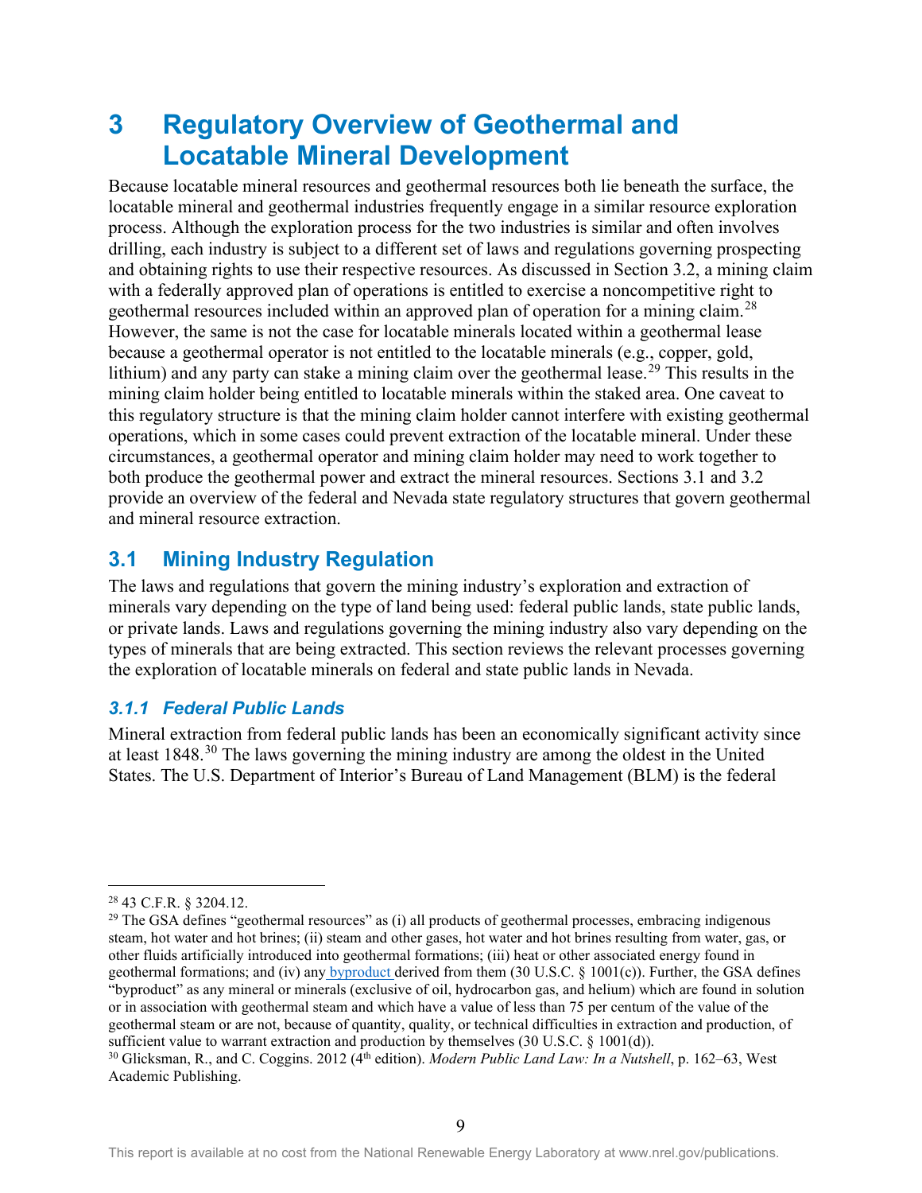# 3 Regulatory Overview of Geothermal and Locatable Mineral Development

Because locatable mineral resources and geothermal resources both lie beneath the surface, the locatable mineral and geothermal industries frequently engage in a similar resource exploration process. Although the exploration process for the two industries is similar and often involves drilling, each industry is subject to a different set of laws and regulations governing prospecting and obtaining rights to use their respective resources. As discussed in Section 3.2, a mining claim with a federally approved plan of operations is entitled to exercise a noncompetitive right to geothermal resources included within an approved plan of operation for a mining claim.[28] However, the same is not the case for locatable minerals located within a geothermal lease because a geothermal operator is not entitled to the locatable minerals (e.g., copper, gold, lithium) and any party can stake a mining claim over the geothermal lease.[29] This results in the mining claim holder being entitled to locatable minerals within the staked area. One caveat to this regulatory structure is that the mining claim holder cannot interfere with existing geothermal operations, which in some cases could prevent extraction of the locatable mineral. Under these circumstances, a geothermal operator and mining claim holder may need to work together to both produce the geothermal power and extract the mineral resources. Sections 3.1 and 3.2 provide an overview of the federal and Nevada state regulatory structures that govern geothermal and mineral resource extraction.

## 3.1 Mining Industry Regulation

The laws and regulations that govern the mining industry's exploration and extraction of minerals vary depending on the type of land being used: federal public lands, state public lands, or private lands. Laws and regulations governing the mining industry also vary depending on the types of minerals that are being extracted. This section reviews the relevant processes governing the exploration of locatable minerals on federal and state public lands in Nevada.

### *3.1.1 Federal Public Lands*

Mineral extraction from federal public lands has been an economically significant activity since at least 1848.[30] The laws governing the mining industry are among the oldest in the United States. The U.S. Department of Interior's Bureau of Land Management (BLM) is the federal

---

[28] 43 C.F.R. § 3204.12.

[29] The GSA defines "geothermal resources" as (i) all products of geothermal processes, embracing indigenous steam, hot water and hot brines; (ii) steam and other gases, hot water and hot brines resulting from water, gas, or other fluids artificially introduced into geothermal formations; (iii) heat or other associated energy found in geothermal formations; and (iv) any byproduct derived from them (30 U.S.C. § 1001(c)). Further, the GSA defines "byproduct" as any mineral or minerals (exclusive of oil, hydrocarbon gas, and helium) which are found in solution or in association with geothermal steam and which have a value of less than 75 per centum of the value of the geothermal steam or are not, because of quantity, quality, or technical difficulties in extraction and production, of sufficient value to warrant extraction and production by themselves (30 U.S.C. § 1001(d)).

[30] Glicksman, R., and C. Coggins. 2012 (4th edition). *Modern Public Land Law: In a Nutshell*, p. 162–63, West Academic Publishing.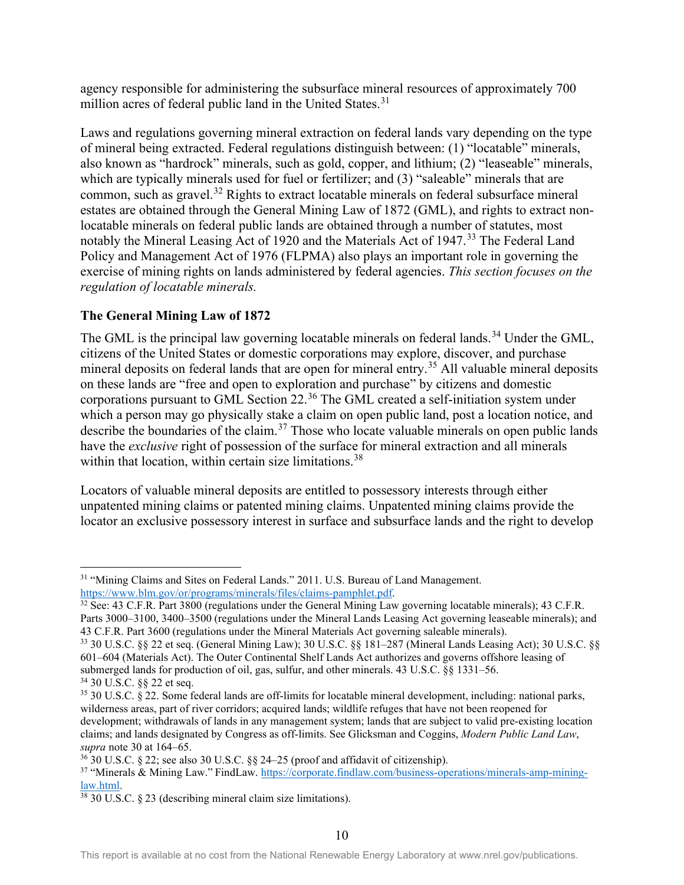agency responsible for administering the subsurface mineral resources of approximately 700 million acres of federal public land in the United States.[31]

Laws and regulations governing mineral extraction on federal lands vary depending on the type of mineral being extracted. Federal regulations distinguish between: (1) "locatable" minerals, also known as "hardrock" minerals, such as gold, copper, and lithium; (2) "leaseable" minerals, which are typically minerals used for fuel or fertilizer; and (3) "saleable" minerals that are common, such as gravel.[32] Rights to extract locatable minerals on federal subsurface mineral estates are obtained through the General Mining Law of 1872 (GML), and rights to extract non-locatable minerals on federal public lands are obtained through a number of statutes, most notably the Mineral Leasing Act of 1920 and the Materials Act of 1947.[33] The Federal Land Policy and Management Act of 1976 (FLPMA) also plays an important role in governing the exercise of mining rights on lands administered by federal agencies. *This section focuses on the regulation of locatable minerals.*

### The General Mining Law of 1872

The GML is the principal law governing locatable minerals on federal lands.[34] Under the GML, citizens of the United States or domestic corporations may explore, discover, and purchase mineral deposits on federal lands that are open for mineral entry.[35] All valuable mineral deposits on these lands are "free and open to exploration and purchase" by citizens and domestic corporations pursuant to GML Section 22.[36] The GML created a self-initiation system under which a person may go physically stake a claim on open public land, post a location notice, and describe the boundaries of the claim.[37] Those who locate valuable minerals on open public lands have the *exclusive* right of possession of the surface for mineral extraction and all minerals within that location, within certain size limitations.[38]

Locators of valuable mineral deposits are entitled to possessory interests through either unpatented mining claims or patented mining claims. Unpatented mining claims provide the locator an exclusive possessory interest in surface and subsurface lands and the right to develop

---

[31] "Mining Claims and Sites on Federal Lands." 2011. U.S. Bureau of Land Management. https://www.blm.gov/or/programs/minerals/files/claims-pamphlet.pdf.

[32] See: 43 C.F.R. Part 3800 (regulations under the General Mining Law governing locatable minerals); 43 C.F.R. Parts 3000–3100, 3400–3500 (regulations under the Mineral Lands Leasing Act governing leaseable minerals); and 43 C.F.R. Part 3600 (regulations under the Mineral Materials Act governing saleable minerals).

[33] 30 U.S.C. §§ 22 et seq. (General Mining Law); 30 U.S.C. §§ 181–287 (Mineral Lands Leasing Act); 30 U.S.C. §§ 601–604 (Materials Act). The Outer Continental Shelf Lands Act authorizes and governs offshore leasing of submerged lands for production of oil, gas, sulfur, and other minerals. 43 U.S.C. §§ 1331–56.

[34] 30 U.S.C. §§ 22 et seq.

[35] 30 U.S.C. § 22. Some federal lands are off-limits for locatable mineral development, including: national parks, wilderness areas, part of river corridors; acquired lands; wildlife refuges that have not been reopened for development; withdrawals of lands in any management system; lands that are subject to valid pre-existing location claims; and lands designated by Congress as off-limits. See Glicksman and Coggins, *Modern Public Land Law*, *supra* note 30 at 164–65.

[36] 30 U.S.C. § 22; see also 30 U.S.C. §§ 24–25 (proof and affidavit of citizenship).

[37] "Minerals & Mining Law." FindLaw. https://corporate.findlaw.com/business-operations/minerals-amp-mining-law.html.

[38] 30 U.S.C. § 23 (describing mineral claim size limitations).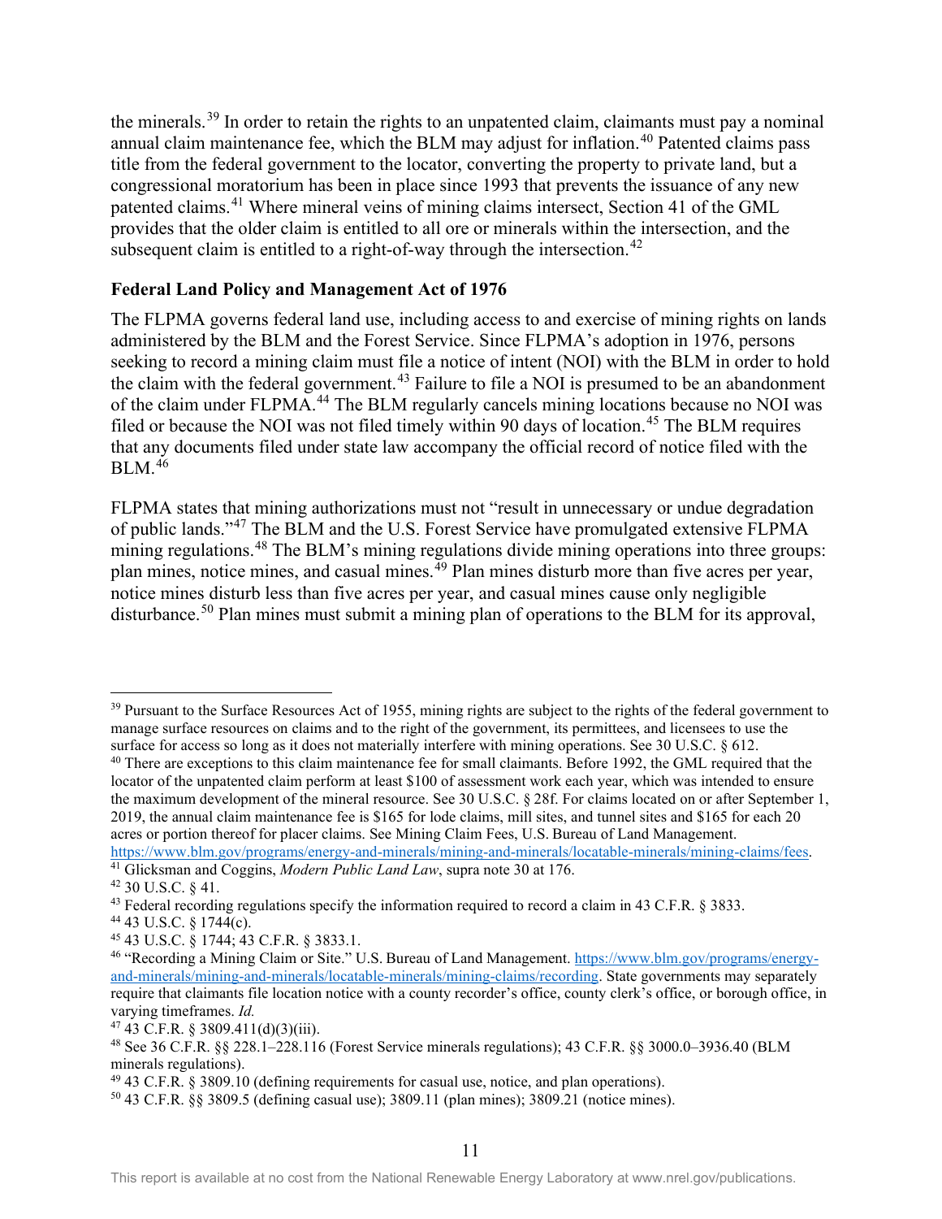the minerals.[39] In order to retain the rights to an unpatented claim, claimants must pay a nominal annual claim maintenance fee, which the BLM may adjust for inflation.[40] Patented claims pass title from the federal government to the locator, converting the property to private land, but a congressional moratorium has been in place since 1993 that prevents the issuance of any new patented claims.[41] Where mineral veins of mining claims intersect, Section 41 of the GML provides that the older claim is entitled to all ore or minerals within the intersection, and the subsequent claim is entitled to a right-of-way through the intersection.[42]

### Federal Land Policy and Management Act of 1976

The FLPMA governs federal land use, including access to and exercise of mining rights on lands administered by the BLM and the Forest Service. Since FLPMA's adoption in 1976, persons seeking to record a mining claim must file a notice of intent (NOI) with the BLM in order to hold the claim with the federal government.[43] Failure to file a NOI is presumed to be an abandonment of the claim under FLPMA.[44] The BLM regularly cancels mining locations because no NOI was filed or because the NOI was not filed timely within 90 days of location.[45] The BLM requires that any documents filed under state law accompany the official record of notice filed with the BLM.[46]

FLPMA states that mining authorizations must not "result in unnecessary or undue degradation of public lands."[47] The BLM and the U.S. Forest Service have promulgated extensive FLPMA mining regulations.[48] The BLM's mining regulations divide mining operations into three groups: plan mines, notice mines, and casual mines.[49] Plan mines disturb more than five acres per year, notice mines disturb less than five acres per year, and casual mines cause only negligible disturbance.[50] Plan mines must submit a mining plan of operations to the BLM for its approval,

---

[39] Pursuant to the Surface Resources Act of 1955, mining rights are subject to the rights of the federal government to manage surface resources on claims and to the right of the government, its permittees, and licensees to use the surface for access so long as it does not materially interfere with mining operations. See 30 U.S.C. § 612.

[40] There are exceptions to this claim maintenance fee for small claimants. Before 1992, the GML required that the locator of the unpatented claim perform at least $100 of assessment work each year, which was intended to ensure the maximum development of the mineral resource. See 30 U.S.C. § 28f. For claims located on or after September 1, 2019, the annual claim maintenance fee is $165 for lode claims, mill sites, and tunnel sites and $165 for each 20 acres or portion thereof for placer claims. See Mining Claim Fees, U.S. Bureau of Land Management. https://www.blm.gov/programs/energy-and-minerals/mining-and-minerals/locatable-minerals/mining-claims/fees.

[41] Glicksman and Coggins, *Modern Public Land Law*, supra note 30 at 176.

[42] 30 U.S.C. § 41.

[43] Federal recording regulations specify the information required to record a claim in 43 C.F.R. § 3833.

[44] 43 U.S.C. § 1744(c).

[45] 43 U.S.C. § 1744; 43 C.F.R. § 3833.1.

[46] "Recording a Mining Claim or Site." U.S. Bureau of Land Management. https://www.blm.gov/programs/energy-and-minerals/mining-and-minerals/locatable-minerals/mining-claims/recording. State governments may separately require that claimants file location notice with a county recorder's office, county clerk's office, or borough office, in varying timeframes. *Id.*

[47] 43 C.F.R. § 3809.411(d)(3)(iii).

[48] See 36 C.F.R. §§ 228.1–228.116 (Forest Service minerals regulations); 43 C.F.R. §§ 3000.0–3936.40 (BLM minerals regulations).

[49] 43 C.F.R. § 3809.10 (defining requirements for casual use, notice, and plan operations).

[50] 43 C.F.R. §§ 3809.5 (defining casual use); 3809.11 (plan mines); 3809.21 (notice mines).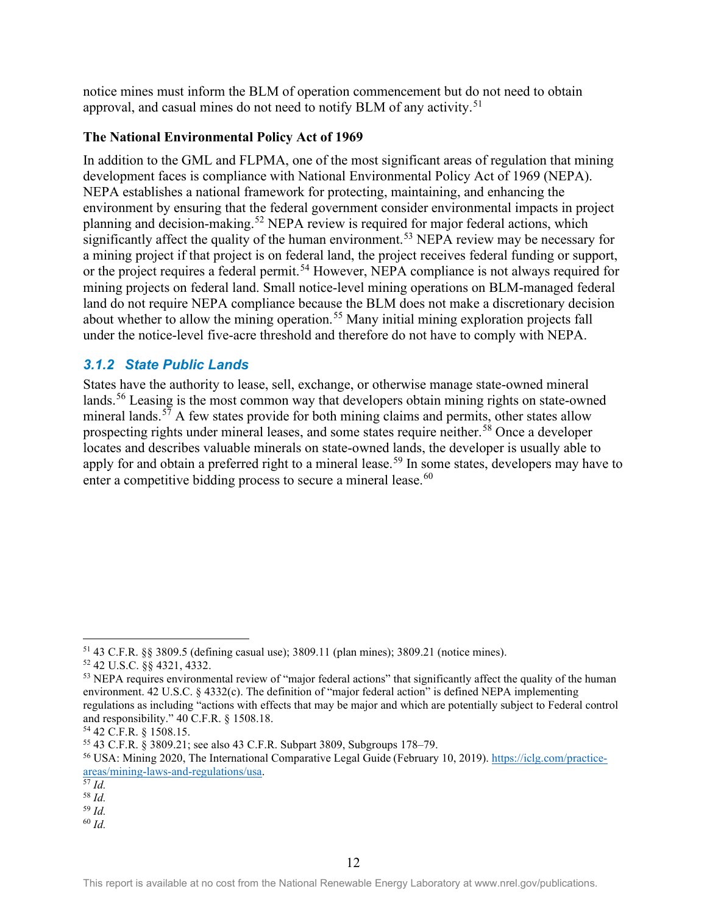notice mines must inform the BLM of operation commencement but do not need to obtain approval, and casual mines do not need to notify BLM of any activity.[51]

### The National Environmental Policy Act of 1969

In addition to the GML and FLPMA, one of the most significant areas of regulation that mining development faces is compliance with National Environmental Policy Act of 1969 (NEPA). NEPA establishes a national framework for protecting, maintaining, and enhancing the environment by ensuring that the federal government consider environmental impacts in project planning and decision-making.[52] NEPA review is required for major federal actions, which significantly affect the quality of the human environment.[53] NEPA review may be necessary for a mining project if that project is on federal land, the project receives federal funding or support, or the project requires a federal permit.[54] However, NEPA compliance is not always required for mining projects on federal land. Small notice-level mining operations on BLM-managed federal land do not require NEPA compliance because the BLM does not make a discretionary decision about whether to allow the mining operation.[55] Many initial mining exploration projects fall under the notice-level five-acre threshold and therefore do not have to comply with NEPA.

### *3.1.2 State Public Lands*

States have the authority to lease, sell, exchange, or otherwise manage state-owned mineral lands.[56] Leasing is the most common way that developers obtain mining rights on state-owned mineral lands.[57] A few states provide for both mining claims and permits, other states allow prospecting rights under mineral leases, and some states require neither.[58] Once a developer locates and describes valuable minerals on state-owned lands, the developer is usually able to apply for and obtain a preferred right to a mineral lease.[59] In some states, developers may have to enter a competitive bidding process to secure a mineral lease.[60]

---

[51] 43 C.F.R. §§ 3809.5 (defining casual use); 3809.11 (plan mines); 3809.21 (notice mines).

[52] 42 U.S.C. §§ 4321, 4332.

[53] NEPA requires environmental review of "major federal actions" that significantly affect the quality of the human environment. 42 U.S.C. § 4332(c). The definition of "major federal action" is defined NEPA implementing regulations as including "actions with effects that may be major and which are potentially subject to Federal control and responsibility." 40 C.F.R. § 1508.18.

[54] 42 C.F.R. § 1508.15.

[55] 43 C.F.R. § 3809.21; see also 43 C.F.R. Subpart 3809, Subgroups 178–79.

[56] USA: Mining 2020, The International Comparative Legal Guide (February 10, 2019). https://iclg.com/practice-areas/mining-laws-and-regulations/usa.

[57] *Id.*

[58] *Id.*

[59] *Id.*

[60] *Id.*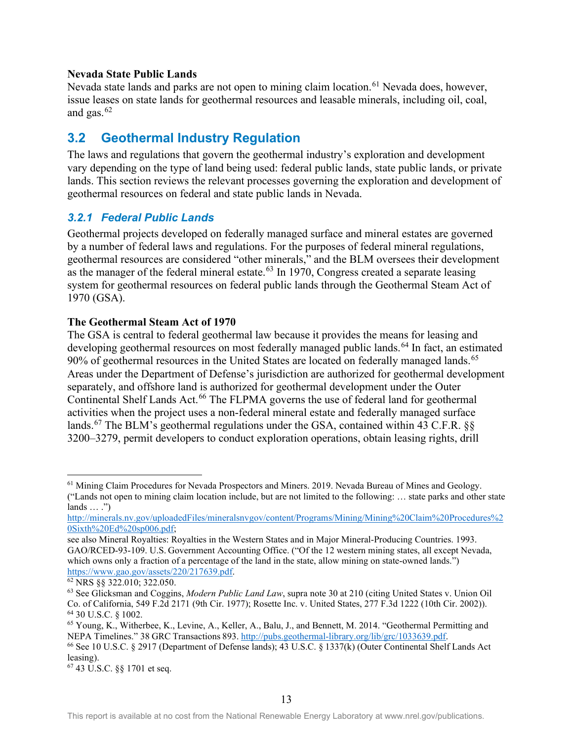**Nevada State Public Lands**

Nevada state lands and parks are not open to mining claim location.[61] Nevada does, however, issue leases on state lands for geothermal resources and leasable minerals, including oil, coal, and gas.[62]

## 3.2 Geothermal Industry Regulation

The laws and regulations that govern the geothermal industry's exploration and development vary depending on the type of land being used: federal public lands, state public lands, or private lands. This section reviews the relevant processes governing the exploration and development of geothermal resources on federal and state public lands in Nevada.

### *3.2.1 Federal Public Lands*

Geothermal projects developed on federally managed surface and mineral estates are governed by a number of federal laws and regulations. For the purposes of federal mineral regulations, geothermal resources are considered "other minerals," and the BLM oversees their development as the manager of the federal mineral estate.[63] In 1970, Congress created a separate leasing system for geothermal resources on federal public lands through the Geothermal Steam Act of 1970 (GSA).

**The Geothermal Steam Act of 1970**

The GSA is central to federal geothermal law because it provides the means for leasing and developing geothermal resources on most federally managed public lands.[64] In fact, an estimated 90% of geothermal resources in the United States are located on federally managed lands.[65] Areas under the Department of Defense's jurisdiction are authorized for geothermal development separately, and offshore land is authorized for geothermal development under the Outer Continental Shelf Lands Act.[66] The FLPMA governs the use of federal land for geothermal activities when the project uses a non-federal mineral estate and federally managed surface lands.[67] The BLM's geothermal regulations under the GSA, contained within 43 C.F.R. §§ 3200–3279, permit developers to conduct exploration operations, obtain leasing rights, drill

---

[61] Mining Claim Procedures for Nevada Prospectors and Miners. 2019. Nevada Bureau of Mines and Geology. ("Lands not open to mining claim location include, but are not limited to the following: … state parks and other state lands … .") http://minerals.nv.gov/uploadedFiles/mineralsnvgov/content/Programs/Mining/Mining%20Claim%20Procedures%20Sixth%20Ed%20sp006.pdf;
see also Mineral Royalties: Royalties in the Western States and in Major Mineral-Producing Countries. 1993. GAO/RCED-93-109. U.S. Government Accounting Office. ("Of the 12 western mining states, all except Nevada, which owns only a fraction of a percentage of the land in the state, allow mining on state-owned lands.") https://www.gao.gov/assets/220/217639.pdf.

[62] NRS §§ 322.010; 322.050.

[63] See Glicksman and Coggins, *Modern Public Land Law*, supra note 30 at 210 (citing United States v. Union Oil Co. of California, 549 F.2d 2171 (9th Cir. 1977); Rosette Inc. v. United States, 277 F.3d 1222 (10th Cir. 2002)).

[64] 30 U.S.C. § 1002.

[65] Young, K., Witherbee, K., Levine, A., Keller, A., Balu, J., and Bennett, M. 2014. "Geothermal Permitting and NEPA Timelines." 38 GRC Transactions 893. http://pubs.geothermal-library.org/lib/grc/1033639.pdf.

[66] See 10 U.S.C. § 2917 (Department of Defense lands); 43 U.S.C. § 1337(k) (Outer Continental Shelf Lands Act leasing).

[67] 43 U.S.C. §§ 1701 et seq.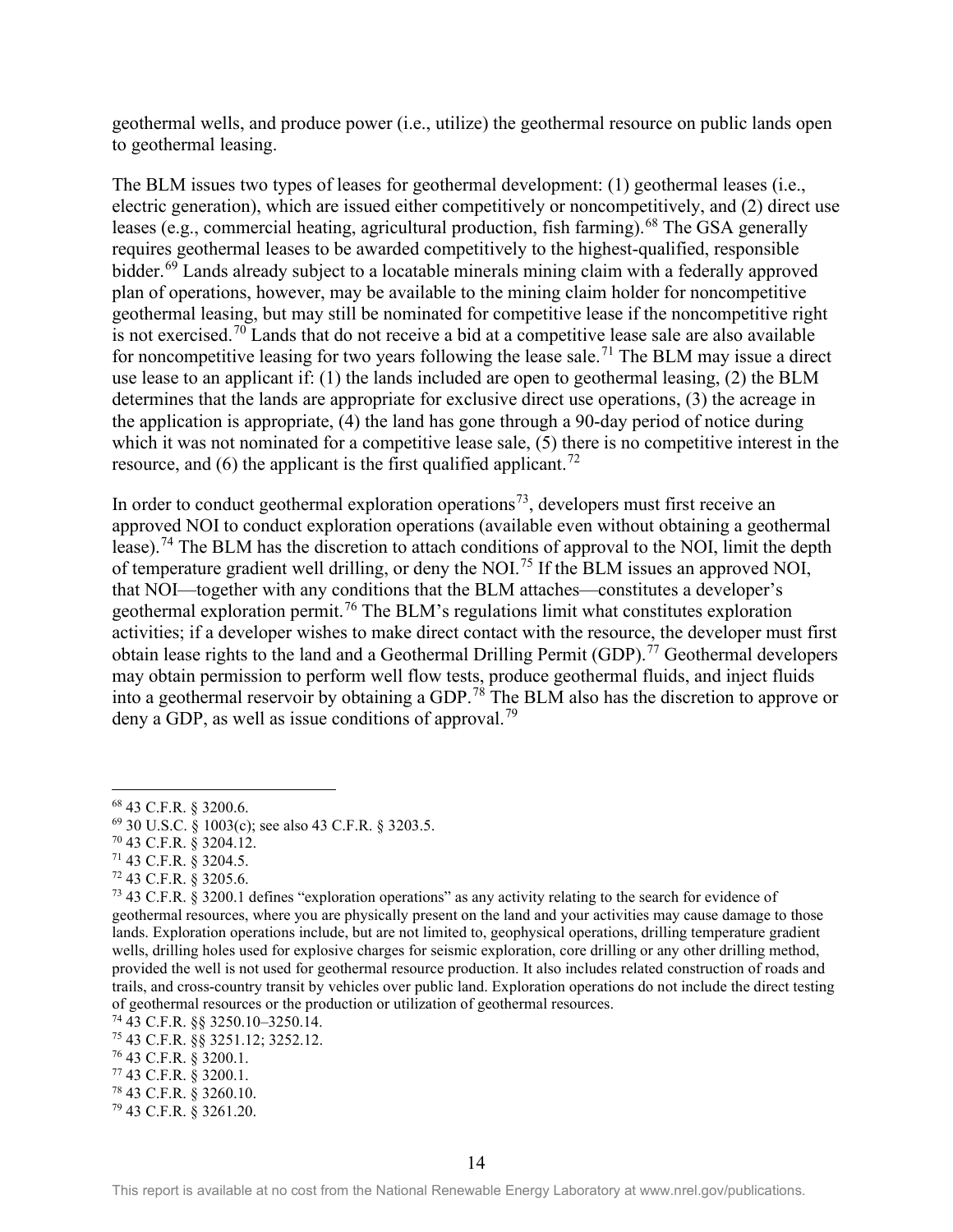geothermal wells, and produce power (i.e., utilize) the geothermal resource on public lands open to geothermal leasing.

The BLM issues two types of leases for geothermal development: (1) geothermal leases (i.e., electric generation), which are issued either competitively or noncompetitively, and (2) direct use leases (e.g., commercial heating, agricultural production, fish farming).[68] The GSA generally requires geothermal leases to be awarded competitively to the highest-qualified, responsible bidder.[69] Lands already subject to a locatable minerals mining claim with a federally approved plan of operations, however, may be available to the mining claim holder for noncompetitive geothermal leasing, but may still be nominated for competitive lease if the noncompetitive right is not exercised.[70] Lands that do not receive a bid at a competitive lease sale are also available for noncompetitive leasing for two years following the lease sale.[71] The BLM may issue a direct use lease to an applicant if: (1) the lands included are open to geothermal leasing, (2) the BLM determines that the lands are appropriate for exclusive direct use operations, (3) the acreage in the application is appropriate, (4) the land has gone through a 90-day period of notice during which it was not nominated for a competitive lease sale, (5) there is no competitive interest in the resource, and (6) the applicant is the first qualified applicant.[72]

In order to conduct geothermal exploration operations[73], developers must first receive an approved NOI to conduct exploration operations (available even without obtaining a geothermal lease).[74] The BLM has the discretion to attach conditions of approval to the NOI, limit the depth of temperature gradient well drilling, or deny the NOI.[75] If the BLM issues an approved NOI, that NOI—together with any conditions that the BLM attaches—constitutes a developer's geothermal exploration permit.[76] The BLM's regulations limit what constitutes exploration activities; if a developer wishes to make direct contact with the resource, the developer must first obtain lease rights to the land and a Geothermal Drilling Permit (GDP).[77] Geothermal developers may obtain permission to perform well flow tests, produce geothermal fluids, and inject fluids into a geothermal reservoir by obtaining a GDP.[78] The BLM also has the discretion to approve or deny a GDP, as well as issue conditions of approval.[79]

---

[68] 43 C.F.R. § 3200.6.

[69] 30 U.S.C. § 1003(c); see also 43 C.F.R. § 3203.5.

[70] 43 C.F.R. § 3204.12.

[71] 43 C.F.R. § 3204.5.

[72] 43 C.F.R. § 3205.6.

[73] 43 C.F.R. § 3200.1 defines "exploration operations" as any activity relating to the search for evidence of geothermal resources, where you are physically present on the land and your activities may cause damage to those lands. Exploration operations include, but are not limited to, geophysical operations, drilling temperature gradient wells, drilling holes used for explosive charges for seismic exploration, core drilling or any other drilling method, provided the well is not used for geothermal resource production. It also includes related construction of roads and trails, and cross-country transit by vehicles over public land. Exploration operations do not include the direct testing of geothermal resources or the production or utilization of geothermal resources.

[74] 43 C.F.R. §§ 3250.10–3250.14.

[75] 43 C.F.R. §§ 3251.12; 3252.12.

[76] 43 C.F.R. § 3200.1.

[77] 43 C.F.R. § 3200.1.

[78] 43 C.F.R. § 3260.10.

[79] 43 C.F.R. § 3261.20.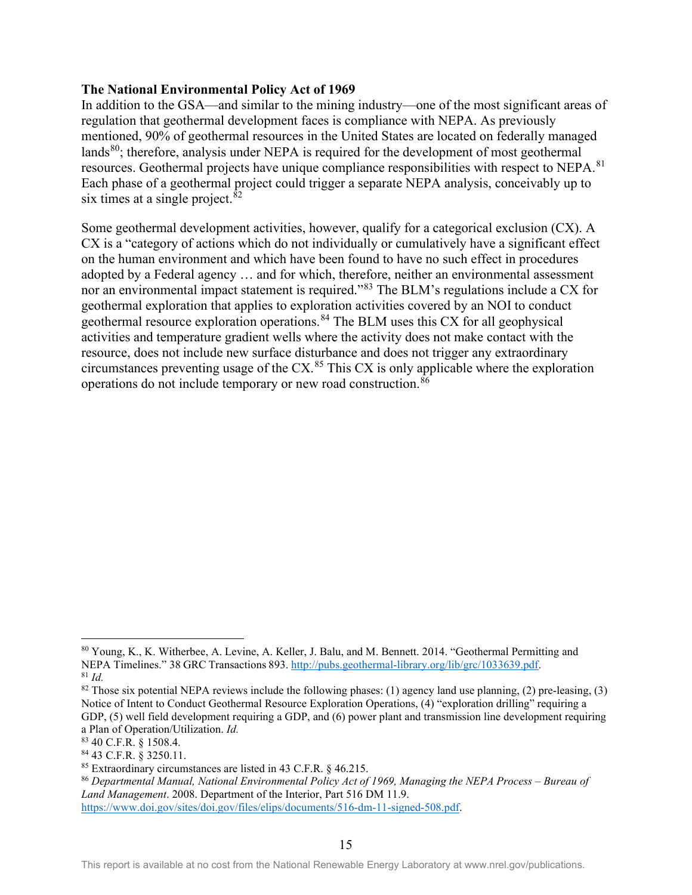**The National Environmental Policy Act of 1969**

In addition to the GSA—and similar to the mining industry—one of the most significant areas of regulation that geothermal development faces is compliance with NEPA. As previously mentioned, 90% of geothermal resources in the United States are located on federally managed lands[80]; therefore, analysis under NEPA is required for the development of most geothermal resources. Geothermal projects have unique compliance responsibilities with respect to NEPA.[81] Each phase of a geothermal project could trigger a separate NEPA analysis, conceivably up to six times at a single project.[82]

Some geothermal development activities, however, qualify for a categorical exclusion (CX). A CX is a "category of actions which do not individually or cumulatively have a significant effect on the human environment and which have been found to have no such effect in procedures adopted by a Federal agency … and for which, therefore, neither an environmental assessment nor an environmental impact statement is required."[83] The BLM's regulations include a CX for geothermal exploration that applies to exploration activities covered by an NOI to conduct geothermal resource exploration operations.[84] The BLM uses this CX for all geophysical activities and temperature gradient wells where the activity does not make contact with the resource, does not include new surface disturbance and does not trigger any extraordinary circumstances preventing usage of the CX.[85] This CX is only applicable where the exploration operations do not include temporary or new road construction.[86]

---

[80] Young, K., K. Witherbee, A. Levine, A. Keller, J. Balu, and M. Bennett. 2014. "Geothermal Permitting and NEPA Timelines." 38 GRC Transactions 893. http://pubs.geothermal-library.org/lib/grc/1033639.pdf.

[81] *Id.*

[82] Those six potential NEPA reviews include the following phases: (1) agency land use planning, (2) pre-leasing, (3) Notice of Intent to Conduct Geothermal Resource Exploration Operations, (4) "exploration drilling" requiring a GDP, (5) well field development requiring a GDP, and (6) power plant and transmission line development requiring a Plan of Operation/Utilization. *Id.*

[83] 40 C.F.R. § 1508.4.

[84] 43 C.F.R. § 3250.11.

[85] Extraordinary circumstances are listed in 43 C.F.R. § 46.215.

[86] *Departmental Manual, National Environmental Policy Act of 1969, Managing the NEPA Process – Bureau of Land Management*. 2008. Department of the Interior, Part 516 DM 11.9. https://www.doi.gov/sites/doi.gov/files/elips/documents/516-dm-11-signed-508.pdf.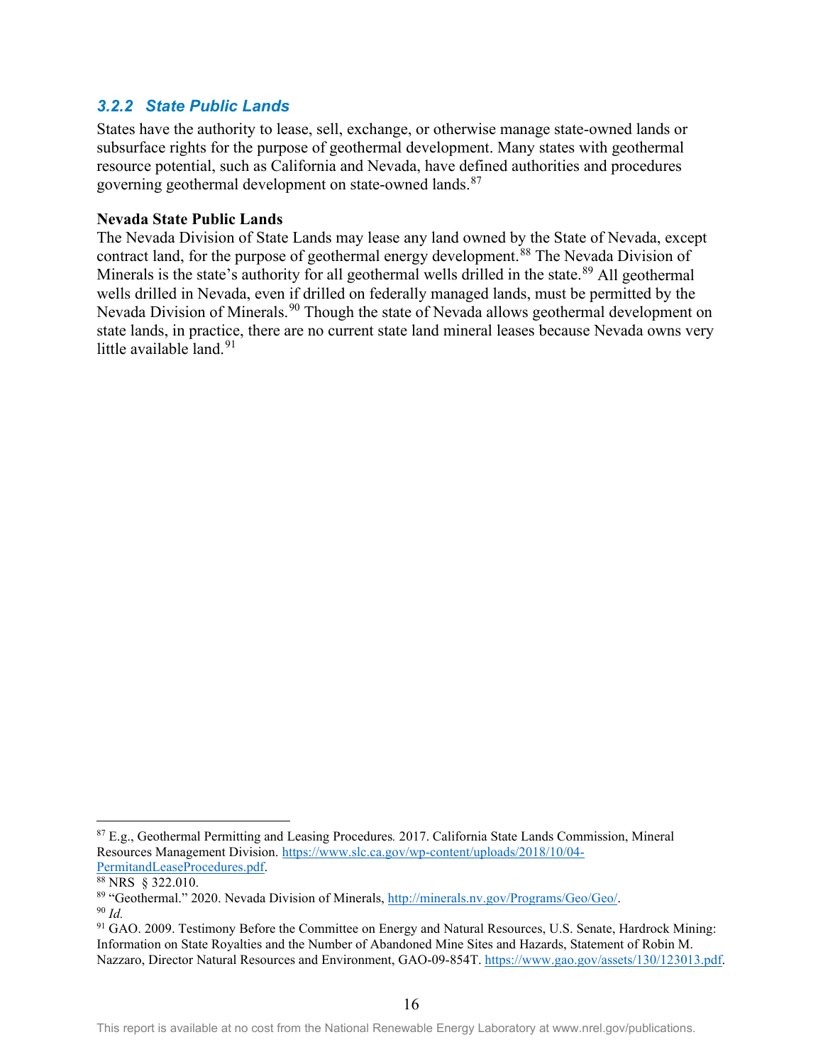### *3.2.2 State Public Lands*

States have the authority to lease, sell, exchange, or otherwise manage state-owned lands or subsurface rights for the purpose of geothermal development. Many states with geothermal resource potential, such as California and Nevada, have defined authorities and procedures governing geothermal development on state-owned lands.[87]

**Nevada State Public Lands**

The Nevada Division of State Lands may lease any land owned by the State of Nevada, except contract land, for the purpose of geothermal energy development.[88] The Nevada Division of Minerals is the state's authority for all geothermal wells drilled in the state.[89] All geothermal wells drilled in Nevada, even if drilled on federally managed lands, must be permitted by the Nevada Division of Minerals.[90] Though the state of Nevada allows geothermal development on state lands, in practice, there are no current state land mineral leases because Nevada owns very little available land.[91]

---

[87] E.g., Geothermal Permitting and Leasing Procedures*.* 2017. California State Lands Commission, Mineral Resources Management Division. https://www.slc.ca.gov/wp-content/uploads/2018/10/04-PermitandLeaseProcedures.pdf.

[88] NRS § 322.010.

[89] "Geothermal." 2020. Nevada Division of Minerals, http://minerals.nv.gov/Programs/Geo/Geo/.

[90] *Id.*

[91] GAO. 2009. Testimony Before the Committee on Energy and Natural Resources, U.S. Senate, Hardrock Mining: Information on State Royalties and the Number of Abandoned Mine Sites and Hazards, Statement of Robin M. Nazzaro, Director Natural Resources and Environment, GAO-09-854T. https://www.gao.gov/assets/130/123013.pdf.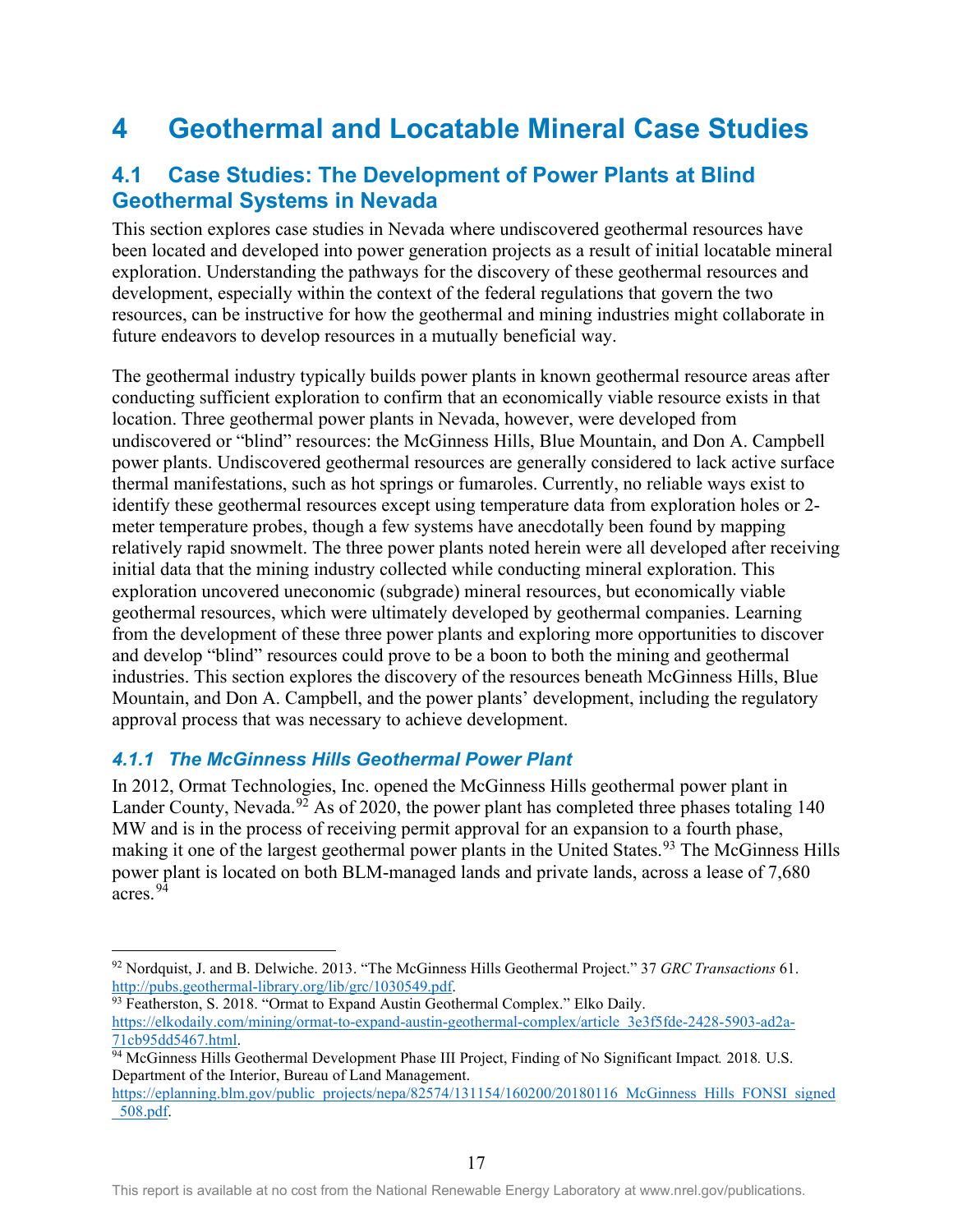# 4 Geothermal and Locatable Mineral Case Studies

## 4.1 Case Studies: The Development of Power Plants at Blind Geothermal Systems in Nevada

This section explores case studies in Nevada where undiscovered geothermal resources have been located and developed into power generation projects as a result of initial locatable mineral exploration. Understanding the pathways for the discovery of these geothermal resources and development, especially within the context of the federal regulations that govern the two resources, can be instructive for how the geothermal and mining industries might collaborate in future endeavors to develop resources in a mutually beneficial way.

The geothermal industry typically builds power plants in known geothermal resource areas after conducting sufficient exploration to confirm that an economically viable resource exists in that location. Three geothermal power plants in Nevada, however, were developed from undiscovered or "blind" resources: the McGinness Hills, Blue Mountain, and Don A. Campbell power plants. Undiscovered geothermal resources are generally considered to lack active surface thermal manifestations, such as hot springs or fumaroles. Currently, no reliable ways exist to identify these geothermal resources except using temperature data from exploration holes or 2-meter temperature probes, though a few systems have anecdotally been found by mapping relatively rapid snowmelt. The three power plants noted herein were all developed after receiving initial data that the mining industry collected while conducting mineral exploration. This exploration uncovered uneconomic (subgrade) mineral resources, but economically viable geothermal resources, which were ultimately developed by geothermal companies. Learning from the development of these three power plants and exploring more opportunities to discover and develop "blind" resources could prove to be a boon to both the mining and geothermal industries. This section explores the discovery of the resources beneath McGinness Hills, Blue Mountain, and Don A. Campbell, and the power plants' development, including the regulatory approval process that was necessary to achieve development.

### *4.1.1 The McGinness Hills Geothermal Power Plant*

In 2012, Ormat Technologies, Inc. opened the McGinness Hills geothermal power plant in Lander County, Nevada.[92] As of 2020, the power plant has completed three phases totaling 140 MW and is in the process of receiving permit approval for an expansion to a fourth phase, making it one of the largest geothermal power plants in the United States.[93] The McGinness Hills power plant is located on both BLM-managed lands and private lands, across a lease of 7,680 acres.[94]

---

[92] Nordquist, J. and B. Delwiche. 2013. "The McGinness Hills Geothermal Project." 37 *GRC Transactions* 61. http://pubs.geothermal-library.org/lib/grc/1030549.pdf.

[93] Featherston, S. 2018. "Ormat to Expand Austin Geothermal Complex." Elko Daily. https://elkodaily.com/mining/ormat-to-expand-austin-geothermal-complex/article_3e3f5fde-2428-5903-ad2a-71cb95dd5467.html.

[94] McGinness Hills Geothermal Development Phase III Project, Finding of No Significant Impact*.* 2018*.* U.S. Department of the Interior, Bureau of Land Management. https://eplanning.blm.gov/public_projects/nepa/82574/131154/160200/20180116_McGinness_Hills_FONSI_signed_508.pdf.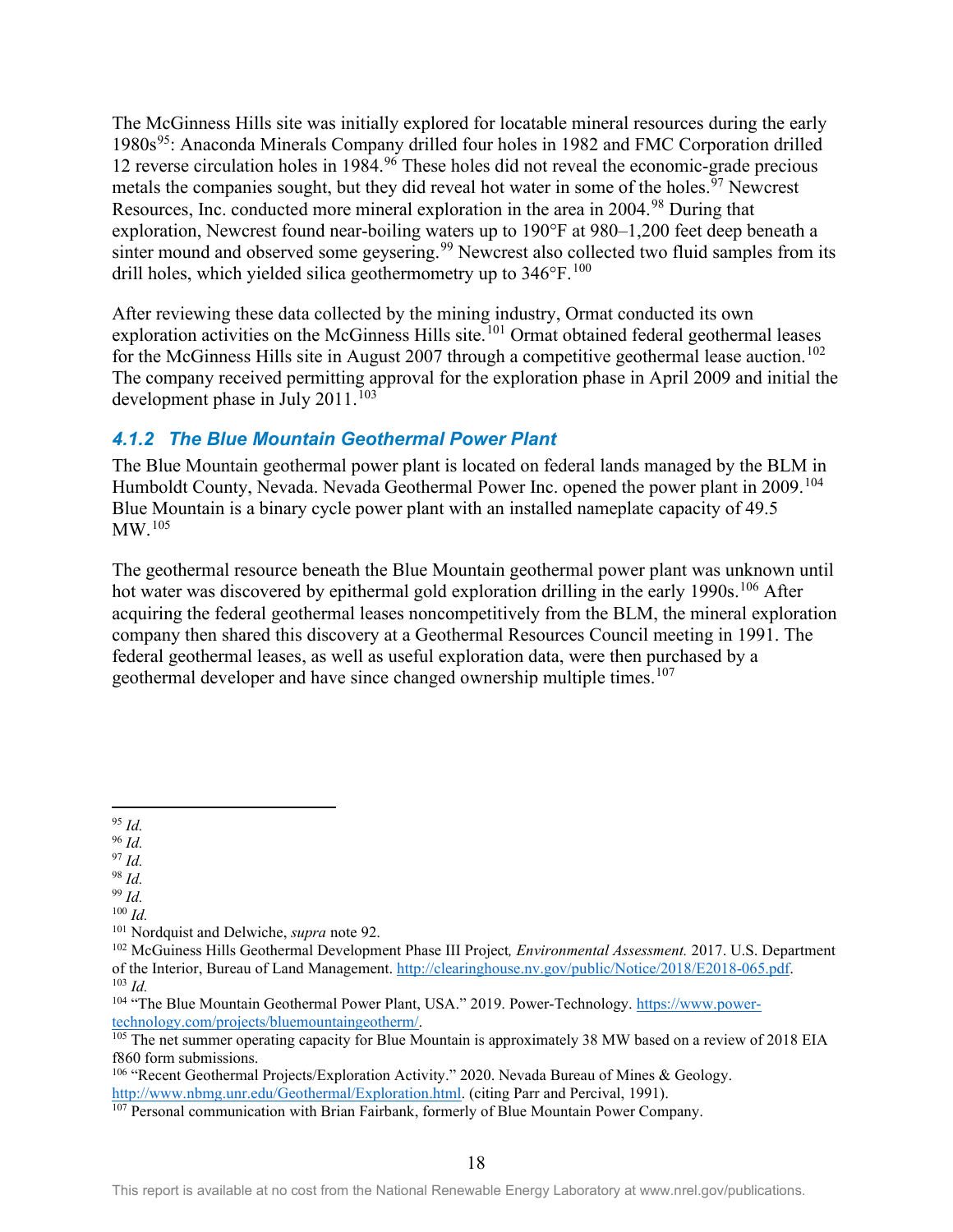The McGinness Hills site was initially explored for locatable mineral resources during the early 1980s[95]: Anaconda Minerals Company drilled four holes in 1982 and FMC Corporation drilled 12 reverse circulation holes in 1984.[96] These holes did not reveal the economic-grade precious metals the companies sought, but they did reveal hot water in some of the holes.[97] Newcrest Resources, Inc. conducted more mineral exploration in the area in 2004.[98] During that exploration, Newcrest found near-boiling waters up to 190°F at 980–1,200 feet deep beneath a sinter mound and observed some geysering.[99] Newcrest also collected two fluid samples from its drill holes, which yielded silica geothermometry up to 346°F.[100]

After reviewing these data collected by the mining industry, Ormat conducted its own exploration activities on the McGinness Hills site.[101] Ormat obtained federal geothermal leases for the McGinness Hills site in August 2007 through a competitive geothermal lease auction.[102] The company received permitting approval for the exploration phase in April 2009 and initial the development phase in July 2011.[103]

### *4.1.2 The Blue Mountain Geothermal Power Plant*

The Blue Mountain geothermal power plant is located on federal lands managed by the BLM in Humboldt County, Nevada. Nevada Geothermal Power Inc. opened the power plant in 2009.[104] Blue Mountain is a binary cycle power plant with an installed nameplate capacity of 49.5 MW.[105]

The geothermal resource beneath the Blue Mountain geothermal power plant was unknown until hot water was discovered by epithermal gold exploration drilling in the early 1990s.[106] After acquiring the federal geothermal leases noncompetitively from the BLM, the mineral exploration company then shared this discovery at a Geothermal Resources Council meeting in 1991. The federal geothermal leases, as well as useful exploration data, were then purchased by a geothermal developer and have since changed ownership multiple times.[107]

---

[95] *Id.*
[96] *Id.*
[97] *Id.*
[98] *Id.*
[99] *Id.*
[100] *Id.*
[101] Nordquist and Delwiche, *supra* note 92.
[102] McGuiness Hills Geothermal Development Phase III Project*, Environmental Assessment.* 2017. U.S. Department of the Interior, Bureau of Land Management. http://clearinghouse.nv.gov/public/Notice/2018/E2018-065.pdf.
[103] *Id.*
[104] "The Blue Mountain Geothermal Power Plant, USA." 2019. Power-Technology. https://www.power-technology.com/projects/bluemountaingeotherm/.
[105] The net summer operating capacity for Blue Mountain is approximately 38 MW based on a review of 2018 EIA f860 form submissions.
[106] "Recent Geothermal Projects/Exploration Activity." 2020. Nevada Bureau of Mines & Geology. http://www.nbmg.unr.edu/Geothermal/Exploration.html. (citing Parr and Percival, 1991).
[107] Personal communication with Brian Fairbank, formerly of Blue Mountain Power Company.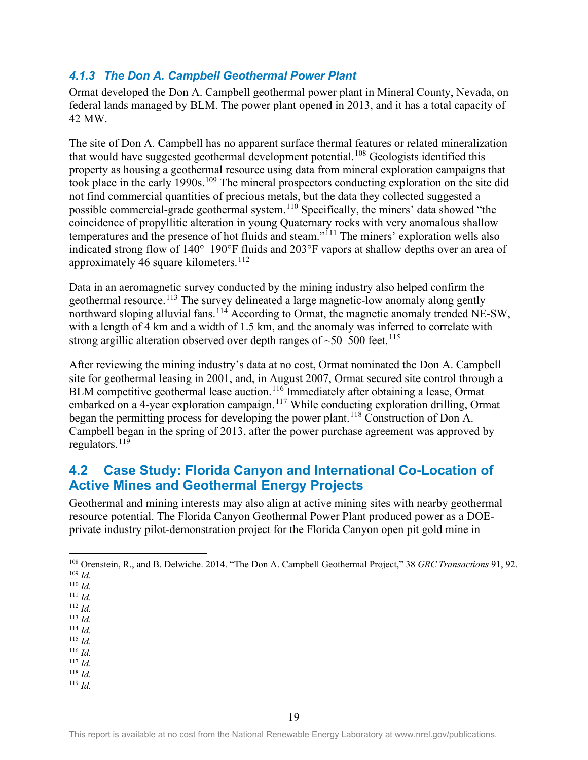### *4.1.3 The Don A. Campbell Geothermal Power Plant*

Ormat developed the Don A. Campbell geothermal power plant in Mineral County, Nevada, on federal lands managed by BLM. The power plant opened in 2013, and it has a total capacity of 42 MW.

The site of Don A. Campbell has no apparent surface thermal features or related mineralization that would have suggested geothermal development potential.[108] Geologists identified this property as housing a geothermal resource using data from mineral exploration campaigns that took place in the early 1990s.[109] The mineral prospectors conducting exploration on the site did not find commercial quantities of precious metals, but the data they collected suggested a possible commercial-grade geothermal system.[110] Specifically, the miners' data showed "the coincidence of propyllitic alteration in young Quaternary rocks with very anomalous shallow temperatures and the presence of hot fluids and steam."[111] The miners' exploration wells also indicated strong flow of 140°–190°F fluids and 203°F vapors at shallow depths over an area of approximately 46 square kilometers.[112]

Data in an aeromagnetic survey conducted by the mining industry also helped confirm the geothermal resource.[113] The survey delineated a large magnetic-low anomaly along gently northward sloping alluvial fans.[114] According to Ormat, the magnetic anomaly trended NE-SW, with a length of 4 km and a width of 1.5 km, and the anomaly was inferred to correlate with strong argillic alteration observed over depth ranges of ~50–500 feet.[115]

After reviewing the mining industry's data at no cost, Ormat nominated the Don A. Campbell site for geothermal leasing in 2001, and, in August 2007, Ormat secured site control through a BLM competitive geothermal lease auction.[116] Immediately after obtaining a lease, Ormat embarked on a 4-year exploration campaign.[117] While conducting exploration drilling, Ormat began the permitting process for developing the power plant.[118] Construction of Don A. Campbell began in the spring of 2013, after the power purchase agreement was approved by regulators.[119]

## 4.2 Case Study: Florida Canyon and International Co-Location of Active Mines and Geothermal Energy Projects

Geothermal and mining interests may also align at active mining sites with nearby geothermal resource potential. The Florida Canyon Geothermal Power Plant produced power as a DOE-private industry pilot-demonstration project for the Florida Canyon open pit gold mine in

---

[108] Orenstein, R., and B. Delwiche. 2014. "The Don A. Campbell Geothermal Project," 38 *GRC Transactions* 91, 92.
[109] *Id.*
[110] *Id.*
[111] *Id.*
[112] *Id.*
[113] *Id.*
[114] *Id.*
[115] *Id.*
[116] *Id.*
[117] *Id.*
[118] *Id.*
[119] *Id.*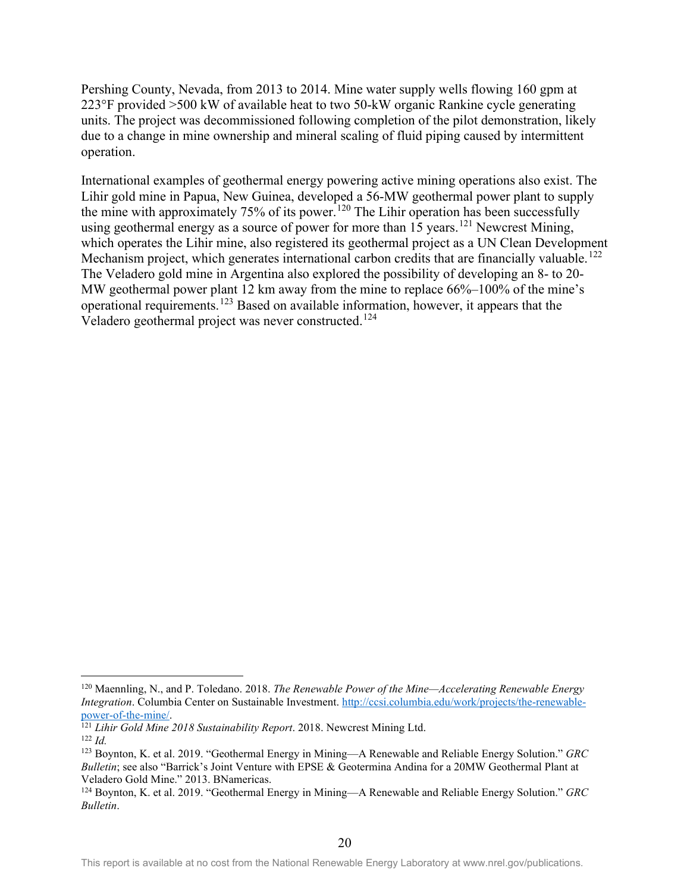Pershing County, Nevada, from 2013 to 2014. Mine water supply wells flowing 160 gpm at 223°F provided >500 kW of available heat to two 50-kW organic Rankine cycle generating units. The project was decommissioned following completion of the pilot demonstration, likely due to a change in mine ownership and mineral scaling of fluid piping caused by intermittent operation.

International examples of geothermal energy powering active mining operations also exist. The Lihir gold mine in Papua, New Guinea, developed a 56-MW geothermal power plant to supply the mine with approximately 75% of its power.[120] The Lihir operation has been successfully using geothermal energy as a source of power for more than 15 years.[121] Newcrest Mining, which operates the Lihir mine, also registered its geothermal project as a UN Clean Development Mechanism project, which generates international carbon credits that are financially valuable.[122] The Veladero gold mine in Argentina also explored the possibility of developing an 8- to 20-MW geothermal power plant 12 km away from the mine to replace 66%–100% of the mine's operational requirements.[123] Based on available information, however, it appears that the Veladero geothermal project was never constructed.[124]

---

[120] Maennling, N., and P. Toledano. 2018. *The Renewable Power of the Mine—Accelerating Renewable Energy Integration*. Columbia Center on Sustainable Investment. [http://ccsi.columbia.edu/work/projects/the-renewable-power-of-the-mine/](http://ccsi.columbia.edu/work/projects/the-renewable-power-of-the-mine/).

[121] *Lihir Gold Mine 2018 Sustainability Report*. 2018. Newcrest Mining Ltd.

[122] *Id.*

[123] Boynton, K. et al. 2019. "Geothermal Energy in Mining—A Renewable and Reliable Energy Solution." *GRC Bulletin*; see also "Barrick's Joint Venture with EPSE & Geotermina Andina for a 20MW Geothermal Plant at Veladero Gold Mine." 2013. BNamericas.

[124] Boynton, K. et al. 2019. "Geothermal Energy in Mining—A Renewable and Reliable Energy Solution." *GRC Bulletin*.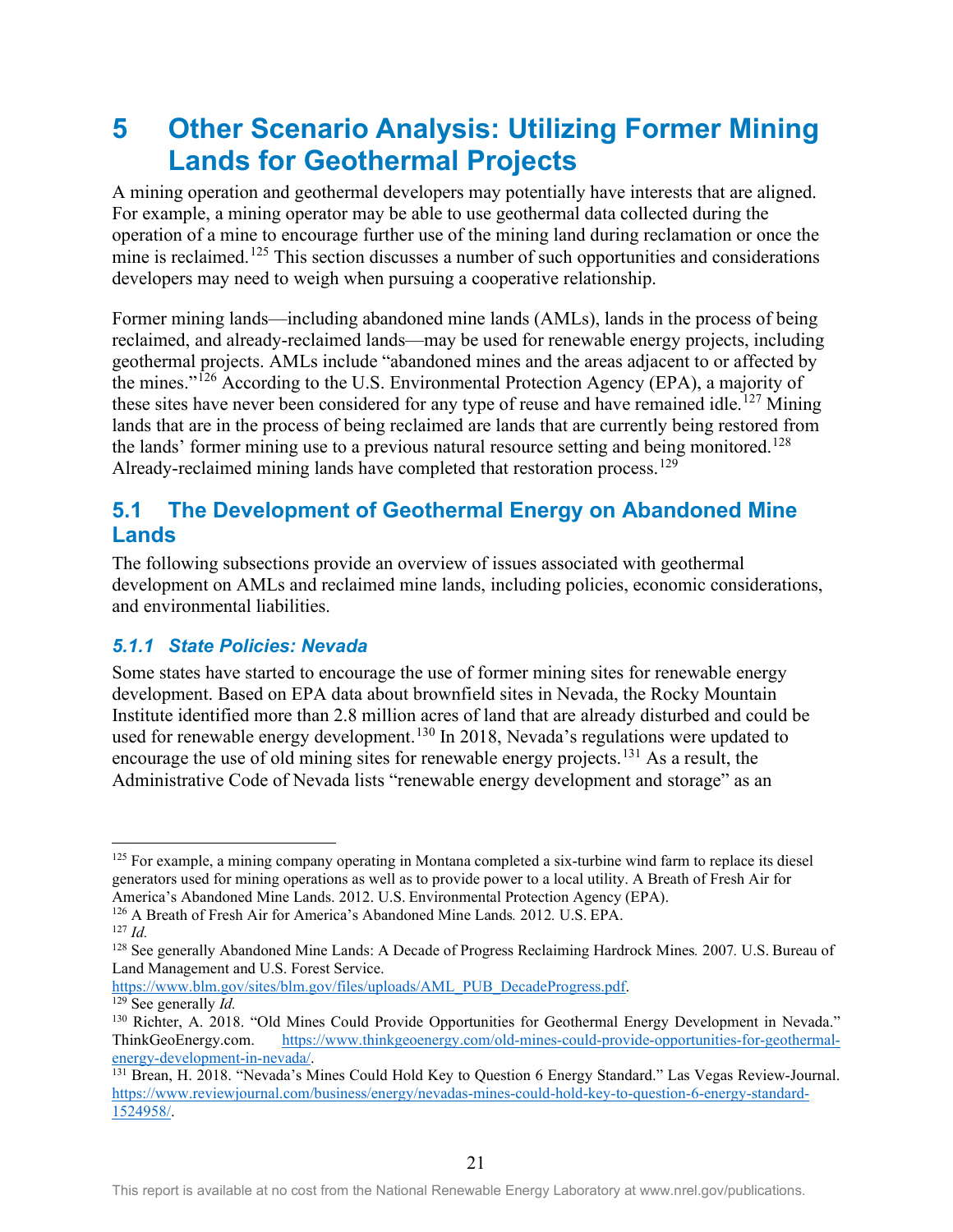# 5 Other Scenario Analysis: Utilizing Former Mining Lands for Geothermal Projects

A mining operation and geothermal developers may potentially have interests that are aligned. For example, a mining operator may be able to use geothermal data collected during the operation of a mine to encourage further use of the mining land during reclamation or once the mine is reclaimed.[125] This section discusses a number of such opportunities and considerations developers may need to weigh when pursuing a cooperative relationship.

Former mining lands—including abandoned mine lands (AMLs), lands in the process of being reclaimed, and already-reclaimed lands—may be used for renewable energy projects, including geothermal projects. AMLs include "abandoned mines and the areas adjacent to or affected by the mines."[126] According to the U.S. Environmental Protection Agency (EPA), a majority of these sites have never been considered for any type of reuse and have remained idle.[127] Mining lands that are in the process of being reclaimed are lands that are currently being restored from the lands' former mining use to a previous natural resource setting and being monitored.[128] Already-reclaimed mining lands have completed that restoration process.[129]

## 5.1 The Development of Geothermal Energy on Abandoned Mine Lands

The following subsections provide an overview of issues associated with geothermal development on AMLs and reclaimed mine lands, including policies, economic considerations, and environmental liabilities.

### *5.1.1 State Policies: Nevada*

Some states have started to encourage the use of former mining sites for renewable energy development. Based on EPA data about brownfield sites in Nevada, the Rocky Mountain Institute identified more than 2.8 million acres of land that are already disturbed and could be used for renewable energy development.[130] In 2018, Nevada's regulations were updated to encourage the use of old mining sites for renewable energy projects.[131] As a result, the Administrative Code of Nevada lists "renewable energy development and storage" as an

---

[125] For example, a mining company operating in Montana completed a six-turbine wind farm to replace its diesel generators used for mining operations as well as to provide power to a local utility. A Breath of Fresh Air for America's Abandoned Mine Lands. 2012. U.S. Environmental Protection Agency (EPA).

[126] A Breath of Fresh Air for America's Abandoned Mine Lands. 2012. U.S. EPA.

[127] *Id.*

[128] See generally Abandoned Mine Lands: A Decade of Progress Reclaiming Hardrock Mines. 2007. U.S. Bureau of Land Management and U.S. Forest Service. https://www.blm.gov/sites/blm.gov/files/uploads/AML_PUB_DecadeProgress.pdf.

[129] See generally *Id.*

[130] Richter, A. 2018. "Old Mines Could Provide Opportunities for Geothermal Energy Development in Nevada." ThinkGeoEnergy.com. https://www.thinkgeoenergy.com/old-mines-could-provide-opportunities-for-geothermal-energy-development-in-nevada/.

[131] Brean, H. 2018. "Nevada's Mines Could Hold Key to Question 6 Energy Standard." Las Vegas Review-Journal. https://www.reviewjournal.com/business/energy/nevadas-mines-could-hold-key-to-question-6-energy-standard-1524958/.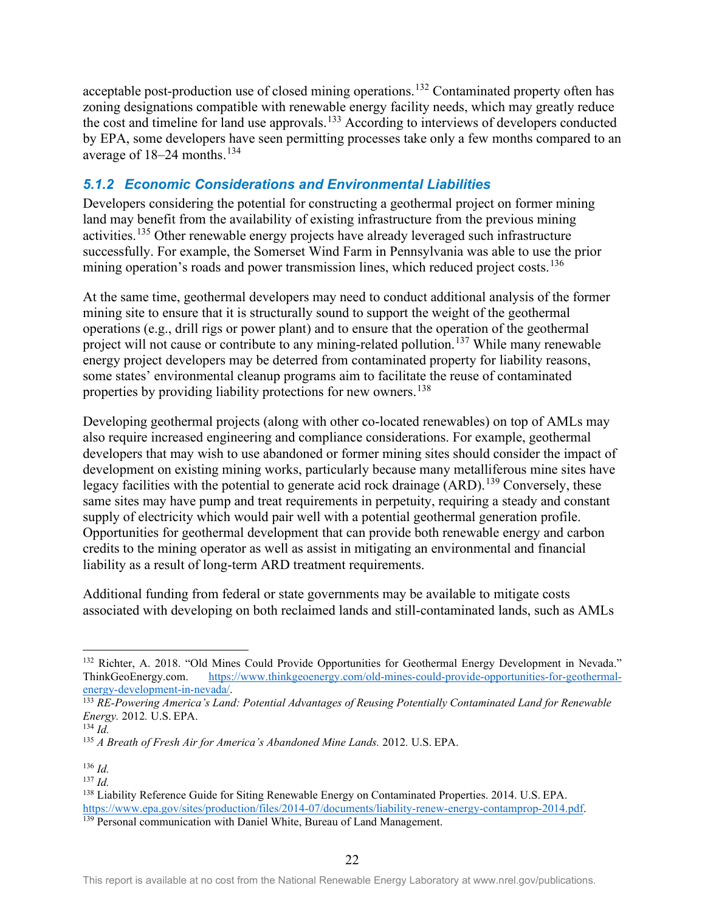acceptable post-production use of closed mining operations.[132] Contaminated property often has zoning designations compatible with renewable energy facility needs, which may greatly reduce the cost and timeline for land use approvals.[133] According to interviews of developers conducted by EPA, some developers have seen permitting processes take only a few months compared to an average of 18–24 months.[134]

### *5.1.2 Economic Considerations and Environmental Liabilities*

Developers considering the potential for constructing a geothermal project on former mining land may benefit from the availability of existing infrastructure from the previous mining activities.[135] Other renewable energy projects have already leveraged such infrastructure successfully. For example, the Somerset Wind Farm in Pennsylvania was able to use the prior mining operation's roads and power transmission lines, which reduced project costs.[136]

At the same time, geothermal developers may need to conduct additional analysis of the former mining site to ensure that it is structurally sound to support the weight of the geothermal operations (e.g., drill rigs or power plant) and to ensure that the operation of the geothermal project will not cause or contribute to any mining-related pollution.[137] While many renewable energy project developers may be deterred from contaminated property for liability reasons, some states' environmental cleanup programs aim to facilitate the reuse of contaminated properties by providing liability protections for new owners.[138]

Developing geothermal projects (along with other co-located renewables) on top of AMLs may also require increased engineering and compliance considerations. For example, geothermal developers that may wish to use abandoned or former mining sites should consider the impact of development on existing mining works, particularly because many metalliferous mine sites have legacy facilities with the potential to generate acid rock drainage (ARD).[139] Conversely, these same sites may have pump and treat requirements in perpetuity, requiring a steady and constant supply of electricity which would pair well with a potential geothermal generation profile. Opportunities for geothermal development that can provide both renewable energy and carbon credits to the mining operator as well as assist in mitigating an environmental and financial liability as a result of long-term ARD treatment requirements.

Additional funding from federal or state governments may be available to mitigate costs associated with developing on both reclaimed lands and still-contaminated lands, such as AMLs

---

[132] Richter, A. 2018. "Old Mines Could Provide Opportunities for Geothermal Energy Development in Nevada." ThinkGeoEnergy.com. https://www.thinkgeoenergy.com/old-mines-could-provide-opportunities-for-geothermal-energy-development-in-nevada/.

[133] *RE-Powering America's Land: Potential Advantages of Reusing Potentially Contaminated Land for Renewable Energy.* 2012. U.S. EPA.

[134] *Id.*

[135] *A Breath of Fresh Air for America's Abandoned Mine Lands.* 2012. U.S. EPA.

[136] *Id.*

[137] *Id.*

[138] Liability Reference Guide for Siting Renewable Energy on Contaminated Properties. 2014. U.S. EPA. https://www.epa.gov/sites/production/files/2014-07/documents/liability-renew-energy-contamprop-2014.pdf.

[139] Personal communication with Daniel White, Bureau of Land Management.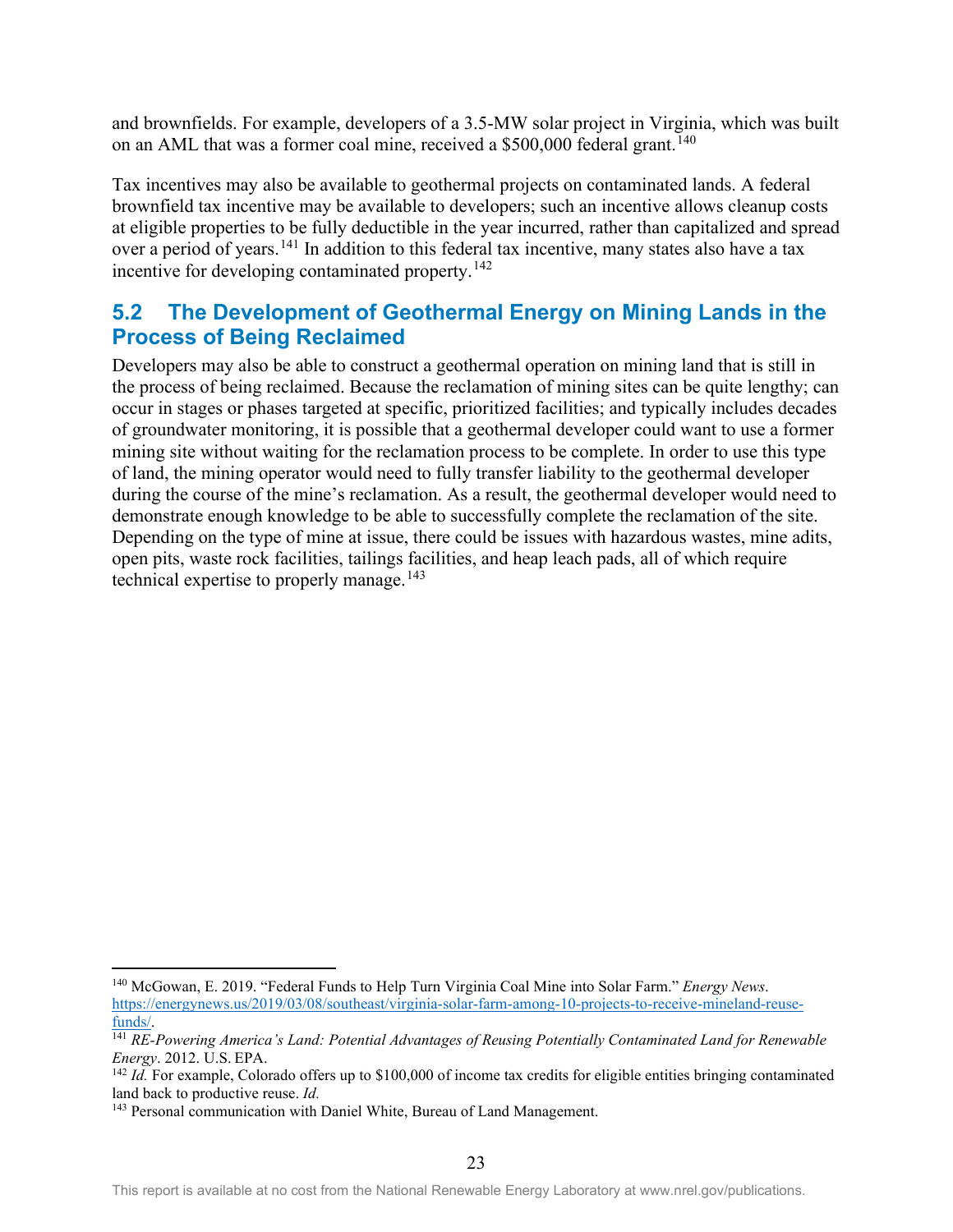and brownfields. For example, developers of a 3.5-MW solar project in Virginia, which was built on an AML that was a former coal mine, received a $500,000 federal grant.[140]

Tax incentives may also be available to geothermal projects on contaminated lands. A federal brownfield tax incentive may be available to developers; such an incentive allows cleanup costs at eligible properties to be fully deductible in the year incurred, rather than capitalized and spread over a period of years.[141] In addition to this federal tax incentive, many states also have a tax incentive for developing contaminated property.[142]

## 5.2 The Development of Geothermal Energy on Mining Lands in the Process of Being Reclaimed

Developers may also be able to construct a geothermal operation on mining land that is still in the process of being reclaimed. Because the reclamation of mining sites can be quite lengthy; can occur in stages or phases targeted at specific, prioritized facilities; and typically includes decades of groundwater monitoring, it is possible that a geothermal developer could want to use a former mining site without waiting for the reclamation process to be complete. In order to use this type of land, the mining operator would need to fully transfer liability to the geothermal developer during the course of the mine's reclamation. As a result, the geothermal developer would need to demonstrate enough knowledge to be able to successfully complete the reclamation of the site. Depending on the type of mine at issue, there could be issues with hazardous wastes, mine adits, open pits, waste rock facilities, tailings facilities, and heap leach pads, all of which require technical expertise to properly manage.[143]

---

[140] McGowan, E. 2019. "Federal Funds to Help Turn Virginia Coal Mine into Solar Farm." *Energy News*. https://energynews.us/2019/03/08/southeast/virginia-solar-farm-among-10-projects-to-receive-mineland-reuse-funds/.

[141] *RE-Powering America's Land: Potential Advantages of Reusing Potentially Contaminated Land for Renewable Energy*. 2012. U.S. EPA.

[142] *Id.* For example, Colorado offers up to $100,000 of income tax credits for eligible entities bringing contaminated land back to productive reuse. *Id.*

[143] Personal communication with Daniel White, Bureau of Land Management.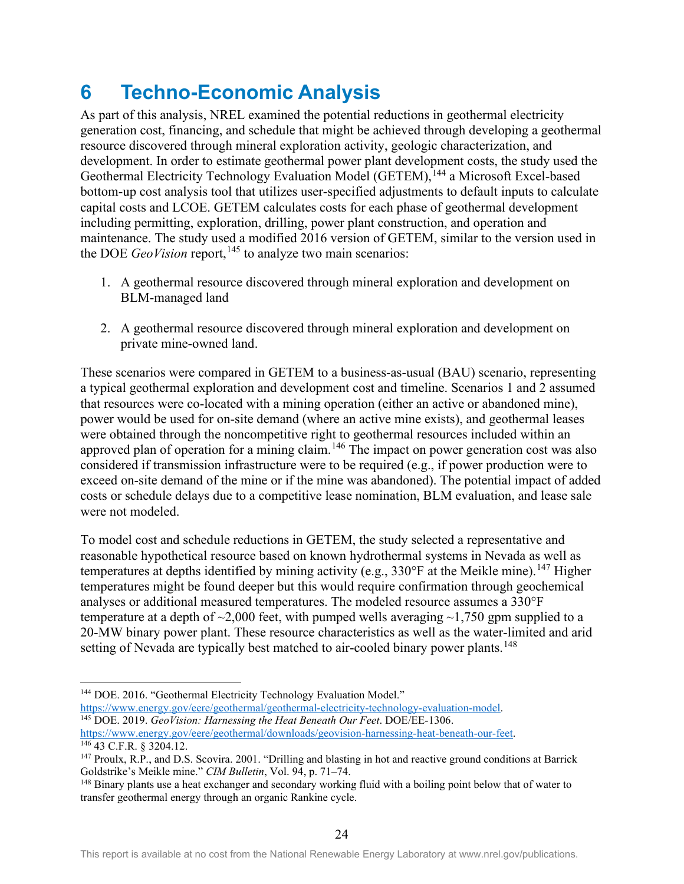# 6 Techno-Economic Analysis

As part of this analysis, NREL examined the potential reductions in geothermal electricity generation cost, financing, and schedule that might be achieved through developing a geothermal resource discovered through mineral exploration activity, geologic characterization, and development. In order to estimate geothermal power plant development costs, the study used the Geothermal Electricity Technology Evaluation Model (GETEM),[144] a Microsoft Excel-based bottom-up cost analysis tool that utilizes user-specified adjustments to default inputs to calculate capital costs and LCOE. GETEM calculates costs for each phase of geothermal development including permitting, exploration, drilling, power plant construction, and operation and maintenance. The study used a modified 2016 version of GETEM, similar to the version used in the DOE *GeoVision* report,[145] to analyze two main scenarios:

1. A geothermal resource discovered through mineral exploration and development on BLM-managed land
2. A geothermal resource discovered through mineral exploration and development on private mine-owned land.

These scenarios were compared in GETEM to a business-as-usual (BAU) scenario, representing a typical geothermal exploration and development cost and timeline. Scenarios 1 and 2 assumed that resources were co-located with a mining operation (either an active or abandoned mine), power would be used for on-site demand (where an active mine exists), and geothermal leases were obtained through the noncompetitive right to geothermal resources included within an approved plan of operation for a mining claim.[146] The impact on power generation cost was also considered if transmission infrastructure were to be required (e.g., if power production were to exceed on-site demand of the mine or if the mine was abandoned). The potential impact of added costs or schedule delays due to a competitive lease nomination, BLM evaluation, and lease sale were not modeled.

To model cost and schedule reductions in GETEM, the study selected a representative and reasonable hypothetical resource based on known hydrothermal systems in Nevada as well as temperatures at depths identified by mining activity (e.g., 330°F at the Meikle mine).[147] Higher temperatures might be found deeper but this would require confirmation through geochemical analyses or additional measured temperatures. The modeled resource assumes a 330°F temperature at a depth of ~2,000 feet, with pumped wells averaging ~1,750 gpm supplied to a 20-MW binary power plant. These resource characteristics as well as the water-limited and arid setting of Nevada are typically best matched to air-cooled binary power plants.[148]

---

[144] DOE. 2016. "Geothermal Electricity Technology Evaluation Model." https://www.energy.gov/eere/geothermal/geothermal-electricity-technology-evaluation-model.

[145] DOE. 2019. *GeoVision: Harnessing the Heat Beneath Our Feet*. DOE/EE-1306. https://www.energy.gov/eere/geothermal/downloads/geovision-harnessing-heat-beneath-our-feet.

[146] 43 C.F.R. § 3204.12.

[147] Proulx, R.P., and D.S. Scovira. 2001. "Drilling and blasting in hot and reactive ground conditions at Barrick Goldstrike's Meikle mine." *CIM Bulletin*, Vol. 94, p. 71–74.

[148] Binary plants use a heat exchanger and secondary working fluid with a boiling point below that of water to transfer geothermal energy through an organic Rankine cycle.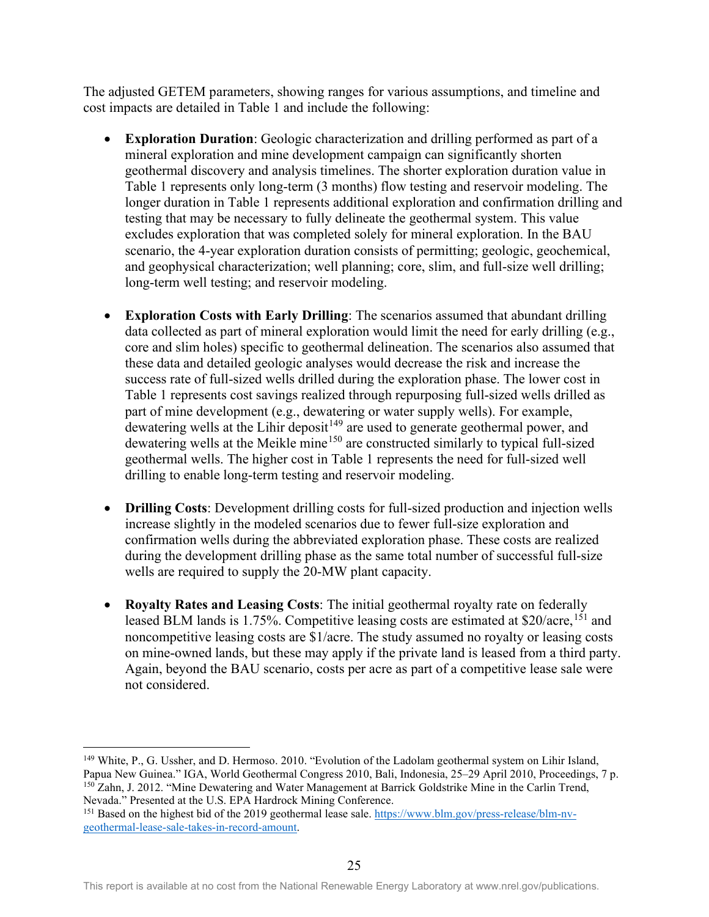The adjusted GETEM parameters, showing ranges for various assumptions, and timeline and cost impacts are detailed in Table 1 and include the following:

- **Exploration Duration**: Geologic characterization and drilling performed as part of a mineral exploration and mine development campaign can significantly shorten geothermal discovery and analysis timelines. The shorter exploration duration value in Table 1 represents only long-term (3 months) flow testing and reservoir modeling. The longer duration in Table 1 represents additional exploration and confirmation drilling and testing that may be necessary to fully delineate the geothermal system. This value excludes exploration that was completed solely for mineral exploration. In the BAU scenario, the 4-year exploration duration consists of permitting; geologic, geochemical, and geophysical characterization; well planning; core, slim, and full-size well drilling; long-term well testing; and reservoir modeling.

- **Exploration Costs with Early Drilling**: The scenarios assumed that abundant drilling data collected as part of mineral exploration would limit the need for early drilling (e.g., core and slim holes) specific to geothermal delineation. The scenarios also assumed that these data and detailed geologic analyses would decrease the risk and increase the success rate of full-sized wells drilled during the exploration phase. The lower cost in Table 1 represents cost savings realized through repurposing full-sized wells drilled as part of mine development (e.g., dewatering or water supply wells). For example, dewatering wells at the Lihir deposit[149] are used to generate geothermal power, and dewatering wells at the Meikle mine[150] are constructed similarly to typical full-sized geothermal wells. The higher cost in Table 1 represents the need for full-sized well drilling to enable long-term testing and reservoir modeling.

- **Drilling Costs**: Development drilling costs for full-sized production and injection wells increase slightly in the modeled scenarios due to fewer full-size exploration and confirmation wells during the abbreviated exploration phase. These costs are realized during the development drilling phase as the same total number of successful full-size wells are required to supply the 20-MW plant capacity.

- **Royalty Rates and Leasing Costs**: The initial geothermal royalty rate on federally leased BLM lands is 1.75%. Competitive leasing costs are estimated at $20/acre,[151] and noncompetitive leasing costs are $1/acre. The study assumed no royalty or leasing costs on mine-owned lands, but these may apply if the private land is leased from a third party. Again, beyond the BAU scenario, costs per acre as part of a competitive lease sale were not considered.

---

[149] White, P., G. Ussher, and D. Hermoso. 2010. "Evolution of the Ladolam geothermal system on Lihir Island, Papua New Guinea." IGA, World Geothermal Congress 2010, Bali, Indonesia, 25–29 April 2010, Proceedings, 7 p.

[150] Zahn, J. 2012. "Mine Dewatering and Water Management at Barrick Goldstrike Mine in the Carlin Trend, Nevada." Presented at the U.S. EPA Hardrock Mining Conference.

[151] Based on the highest bid of the 2019 geothermal lease sale. https://www.blm.gov/press-release/blm-nv-geothermal-lease-sale-takes-in-record-amount.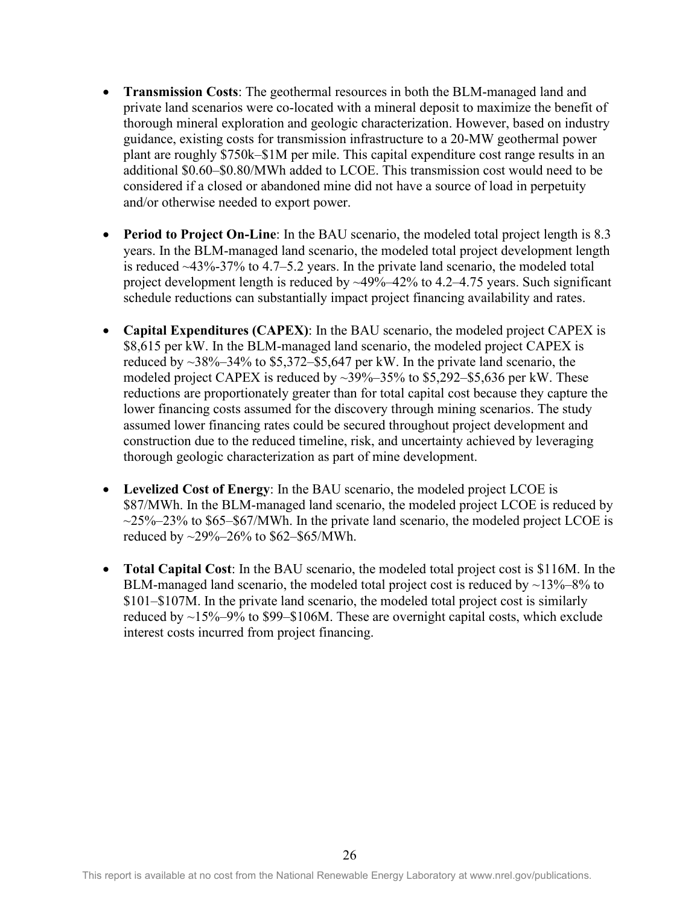- **Transmission Costs**: The geothermal resources in both the BLM-managed land and private land scenarios were co-located with a mineral deposit to maximize the benefit of thorough mineral exploration and geologic characterization. However, based on industry guidance, existing costs for transmission infrastructure to a 20-MW geothermal power plant are roughly \$750k–\$1M per mile. This capital expenditure cost range results in an additional \$0.60–\$0.80/MWh added to LCOE. This transmission cost would need to be considered if a closed or abandoned mine did not have a source of load in perpetuity and/or otherwise needed to export power.

- **Period to Project On-Line**: In the BAU scenario, the modeled total project length is 8.3 years. In the BLM-managed land scenario, the modeled total project development length is reduced ~43%-37% to 4.7–5.2 years. In the private land scenario, the modeled total project development length is reduced by ~49%–42% to 4.2–4.75 years. Such significant schedule reductions can substantially impact project financing availability and rates.

- **Capital Expenditures (CAPEX)**: In the BAU scenario, the modeled project CAPEX is \$8,615 per kW. In the BLM-managed land scenario, the modeled project CAPEX is reduced by ~38%–34% to \$5,372–\$5,647 per kW. In the private land scenario, the modeled project CAPEX is reduced by ~39%–35% to \$5,292–\$5,636 per kW. These reductions are proportionately greater than for total capital cost because they capture the lower financing costs assumed for the discovery through mining scenarios. The study assumed lower financing rates could be secured throughout project development and construction due to the reduced timeline, risk, and uncertainty achieved by leveraging thorough geologic characterization as part of mine development.

- **Levelized Cost of Energy**: In the BAU scenario, the modeled project LCOE is \$87/MWh. In the BLM-managed land scenario, the modeled project LCOE is reduced by ~25%–23% to \$65–\$67/MWh. In the private land scenario, the modeled project LCOE is reduced by ~29%–26% to \$62–\$65/MWh.

- **Total Capital Cost**: In the BAU scenario, the modeled total project cost is \$116M. In the BLM-managed land scenario, the modeled total project cost is reduced by ~13%–8% to \$101–\$107M. In the private land scenario, the modeled total project cost is similarly reduced by ~15%–9% to \$99–\$106M. These are overnight capital costs, which exclude interest costs incurred from project financing.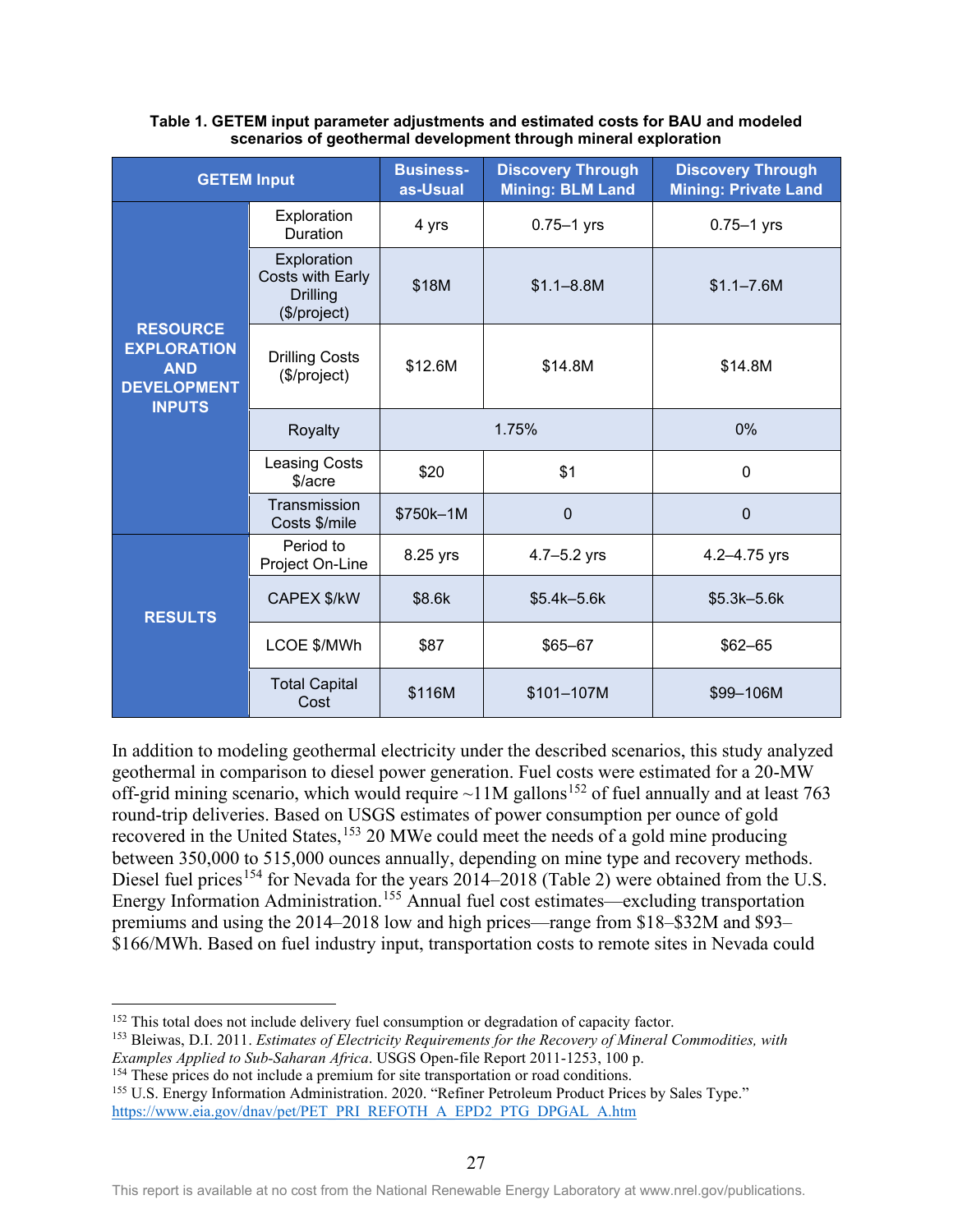**Table 1. GETEM input parameter adjustments and estimated costs for BAU and modeled scenarios of geothermal development through mineral exploration**

| GETEM Input | | Business-as-Usual | Discovery Through Mining: BLM Land | Discovery Through Mining: Private Land |
|---|---|---|---|---|
| RESOURCE EXPLORATION AND DEVELOPMENT INPUTS | Exploration Duration | 4 yrs | 0.75–1 yrs | 0.75–1 yrs |
| | Exploration Costs with Early Drilling ($/project) | $18M | $1.1–8.8M | $1.1–7.6M |
| | Drilling Costs ($/project) | $12.6M | $14.8M | $14.8M |
| | Royalty | 1.75% | | 0% |
| | Leasing Costs $/acre | $20 | $1 | 0 |
| | Transmission Costs $/mile | $750k–1M | 0 | 0 |
| RESULTS | Period to Project On-Line | 8.25 yrs | 4.7–5.2 yrs | 4.2–4.75 yrs |
| | CAPEX $/kW | $8.6k | $5.4k–5.6k | $5.3k–5.6k |
| | LCOE $/MWh | $87 | $65–67 | $62–65 |
| | Total Capital Cost | $116M | $101–107M | $99–106M |

In addition to modeling geothermal electricity under the described scenarios, this study analyzed geothermal in comparison to diesel power generation. Fuel costs were estimated for a 20-MW off-grid mining scenario, which would require ~11M gallons[152] of fuel annually and at least 763 round-trip deliveries. Based on USGS estimates of power consumption per ounce of gold recovered in the United States,[153] 20 MWe could meet the needs of a gold mine producing between 350,000 to 515,000 ounces annually, depending on mine type and recovery methods. Diesel fuel prices[154] for Nevada for the years 2014–2018 (Table 2) were obtained from the U.S. Energy Information Administration.[155] Annual fuel cost estimates—excluding transportation premiums and using the 2014–2018 low and high prices—range from $18–$32M and $93–$166/MWh. Based on fuel industry input, transportation costs to remote sites in Nevada could

---

[152] This total does not include delivery fuel consumption or degradation of capacity factor.

[153] Bleiwas, D.I. 2011. *Estimates of Electricity Requirements for the Recovery of Mineral Commodities, with Examples Applied to Sub-Saharan Africa*. USGS Open-file Report 2011-1253, 100 p.

[154] These prices do not include a premium for site transportation or road conditions.

[155] U.S. Energy Information Administration. 2020. "Refiner Petroleum Product Prices by Sales Type." https://www.eia.gov/dnav/pet/PET_PRI_REFOTH_A_EPD2_PTG_DPGAL_A.htm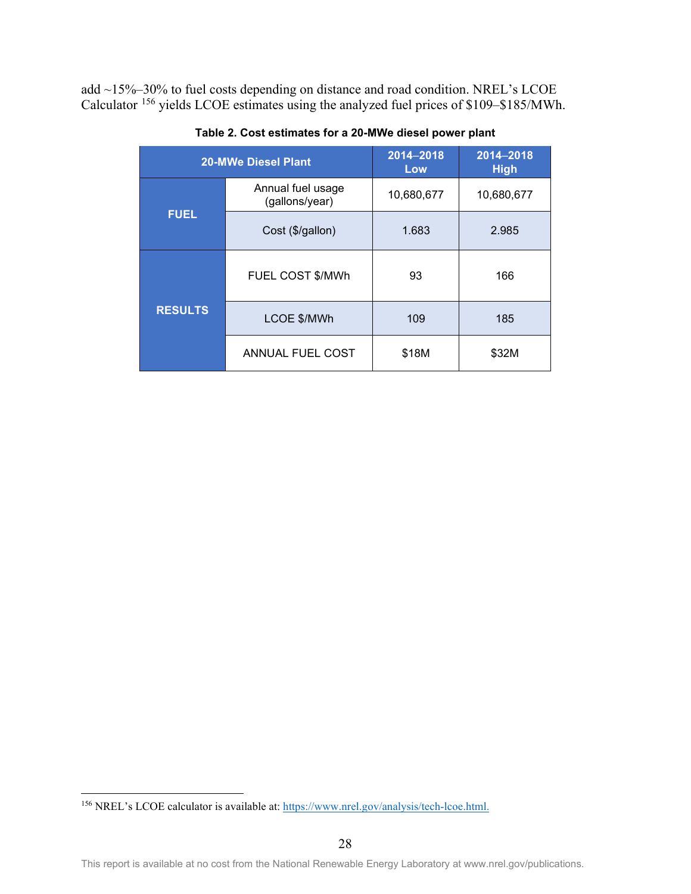add ~15%–30% to fuel costs depending on distance and road condition. NREL's LCOE Calculator [156] yields LCOE estimates using the analyzed fuel prices of $109–$185/MWh.

**Table 2. Cost estimates for a 20-MWe diesel power plant**

| 20-MWe Diesel Plant | | 2014–2018 Low | 2014–2018 High |
|---|---|---|---|
| FUEL | Annual fuel usage (gallons/year) | 10,680,677 | 10,680,677 |
| | Cost ($/gallon) | 1.683 | 2.985 |
| RESULTS | FUEL COST $/MWh | 93 | 166 |
| | LCOE $/MWh | 109 | 185 |
| | ANNUAL FUEL COST | $18M | $32M |

[156] NREL's LCOE calculator is available at: https://www.nrel.gov/analysis/tech-lcoe.html.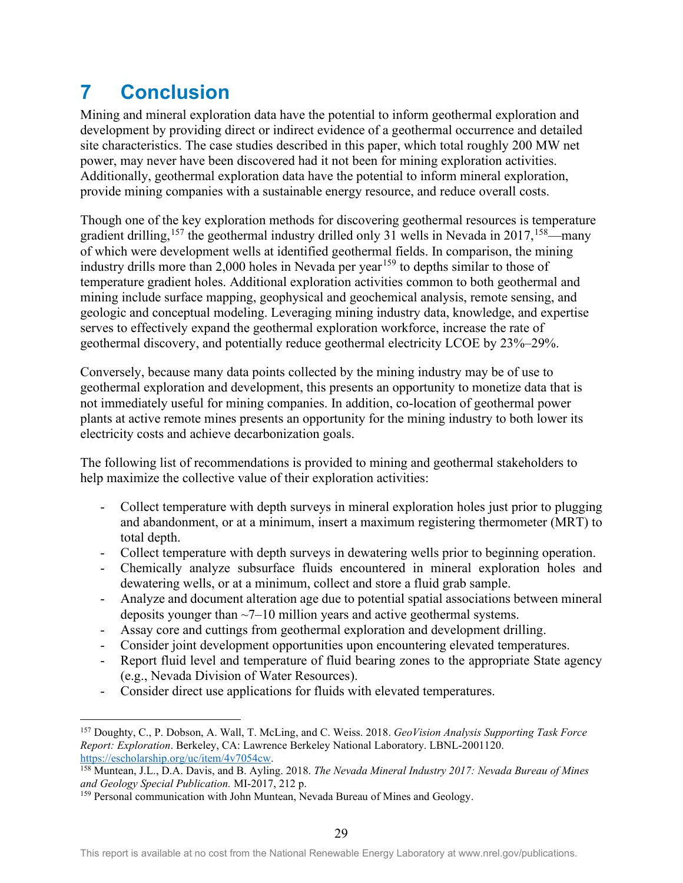# 7 Conclusion

Mining and mineral exploration data have the potential to inform geothermal exploration and development by providing direct or indirect evidence of a geothermal occurrence and detailed site characteristics. The case studies described in this paper, which total roughly 200 MW net power, may never have been discovered had it not been for mining exploration activities. Additionally, geothermal exploration data have the potential to inform mineral exploration, provide mining companies with a sustainable energy resource, and reduce overall costs.

Though one of the key exploration methods for discovering geothermal resources is temperature gradient drilling,[157] the geothermal industry drilled only 31 wells in Nevada in 2017,[158]—many of which were development wells at identified geothermal fields. In comparison, the mining industry drills more than 2,000 holes in Nevada per year[159] to depths similar to those of temperature gradient holes. Additional exploration activities common to both geothermal and mining include surface mapping, geophysical and geochemical analysis, remote sensing, and geologic and conceptual modeling. Leveraging mining industry data, knowledge, and expertise serves to effectively expand the geothermal exploration workforce, increase the rate of geothermal discovery, and potentially reduce geothermal electricity LCOE by 23%–29%.

Conversely, because many data points collected by the mining industry may be of use to geothermal exploration and development, this presents an opportunity to monetize data that is not immediately useful for mining companies. In addition, co-location of geothermal power plants at active remote mines presents an opportunity for the mining industry to both lower its electricity costs and achieve decarbonization goals.

The following list of recommendations is provided to mining and geothermal stakeholders to help maximize the collective value of their exploration activities:

- Collect temperature with depth surveys in mineral exploration holes just prior to plugging and abandonment, or at a minimum, insert a maximum registering thermometer (MRT) to total depth.
- Collect temperature with depth surveys in dewatering wells prior to beginning operation.
- Chemically analyze subsurface fluids encountered in mineral exploration holes and dewatering wells, or at a minimum, collect and store a fluid grab sample.
- Analyze and document alteration age due to potential spatial associations between mineral deposits younger than ~7–10 million years and active geothermal systems.
- Assay core and cuttings from geothermal exploration and development drilling.
- Consider joint development opportunities upon encountering elevated temperatures.
- Report fluid level and temperature of fluid bearing zones to the appropriate State agency (e.g., Nevada Division of Water Resources).
- Consider direct use applications for fluids with elevated temperatures.

---

[157] Doughty, C., P. Dobson, A. Wall, T. McLing, and C. Weiss. 2018. *GeoVision Analysis Supporting Task Force Report: Exploration*. Berkeley, CA: Lawrence Berkeley National Laboratory. LBNL-2001120. https://escholarship.org/uc/item/4v7054cw.

[158] Muntean, J.L., D.A. Davis, and B. Ayling. 2018. *The Nevada Mineral Industry 2017: Nevada Bureau of Mines and Geology Special Publication.* MI-2017, 212 p.

[159] Personal communication with John Muntean, Nevada Bureau of Mines and Geology.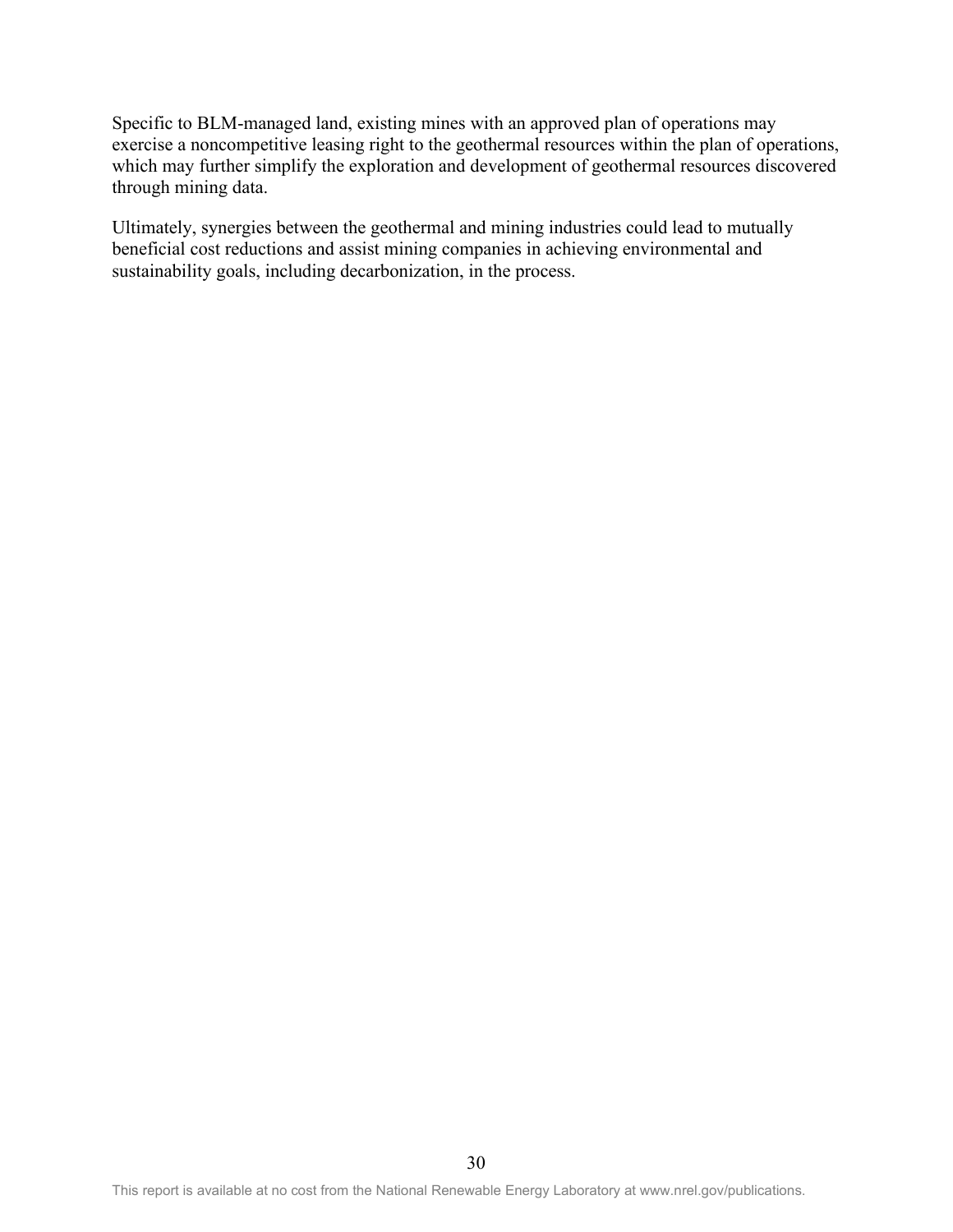Specific to BLM-managed land, existing mines with an approved plan of operations may exercise a noncompetitive leasing right to the geothermal resources within the plan of operations, which may further simplify the exploration and development of geothermal resources discovered through mining data.

Ultimately, synergies between the geothermal and mining industries could lead to mutually beneficial cost reductions and assist mining companies in achieving environmental and sustainability goals, including decarbonization, in the process.